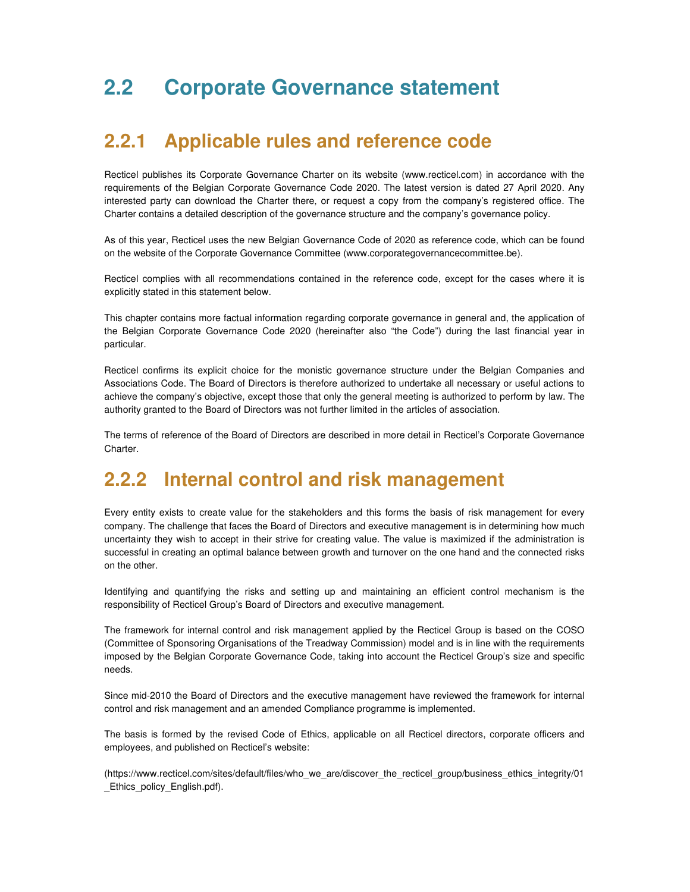# 2.2 Corporate Governance statement

## 2.2.1 Applicable rules and reference code

Recticel publishes its Corporate Governance Charter on its website (www.recticel.com) in accordance with the requirements of the Belgian Corporate Governance Code 2020. The latest version is dated 27 April 2020. Any interested party can download the Charter there, or request a copy from the company's registered office. The Charter contains a detailed description of the governance structure and the company's governance policy.

As of this year, Recticel uses the new Belgian Governance Code of 2020 as reference code, which can be found on the website of the Corporate Governance Committee (www.corporategovernancecommittee.be).

Recticel complies with all recommendations contained in the reference code, except for the cases where it is explicitly stated in this statement below.

This chapter contains more factual information regarding corporate governance in general and, the application of the Belgian Corporate Governance Code 2020 (hereinafter also "the Code") during the last financial year in particular.

Recticel confirms its explicit choice for the monistic governance structure under the Belgian Companies and Associations Code. The Board of Directors is therefore authorized to undertake all necessary or useful actions to achieve the company's objective, except those that only the general meeting is authorized to perform by law. The authority granted to the Board of Directors was not further limited in the articles of association.

The terms of reference of the Board of Directors are described in more detail in Recticel's Corporate Governance Charter.

## 2.2.2 Internal control and risk management

Every entity exists to create value for the stakeholders and this forms the basis of risk management for every company. The challenge that faces the Board of Directors and executive management is in determining how much uncertainty they wish to accept in their strive for creating value. The value is maximized if the administration is successful in creating an optimal balance between growth and turnover on the one hand and the connected risks on the other.

Identifying and quantifying the risks and setting up and maintaining an efficient control mechanism is the responsibility of Recticel Group's Board of Directors and executive management.

The framework for internal control and risk management applied by the Recticel Group is based on the COSO (Committee of Sponsoring Organisations of the Treadway Commission) model and is in line with the requirements imposed by the Belgian Corporate Governance Code, taking into account the Recticel Group's size and specific needs.

Since mid-2010 the Board of Directors and the executive management have reviewed the framework for internal control and risk management and an amended Compliance programme is implemented.

The basis is formed by the revised Code of Ethics, applicable on all Recticel directors, corporate officers and employees, and published on Recticel's website:

(https://www.recticel.com/sites/default/files/who_we_are/discover_the_recticel_group/business_ethics_integrity/01_Ethics_policy_English.pdf).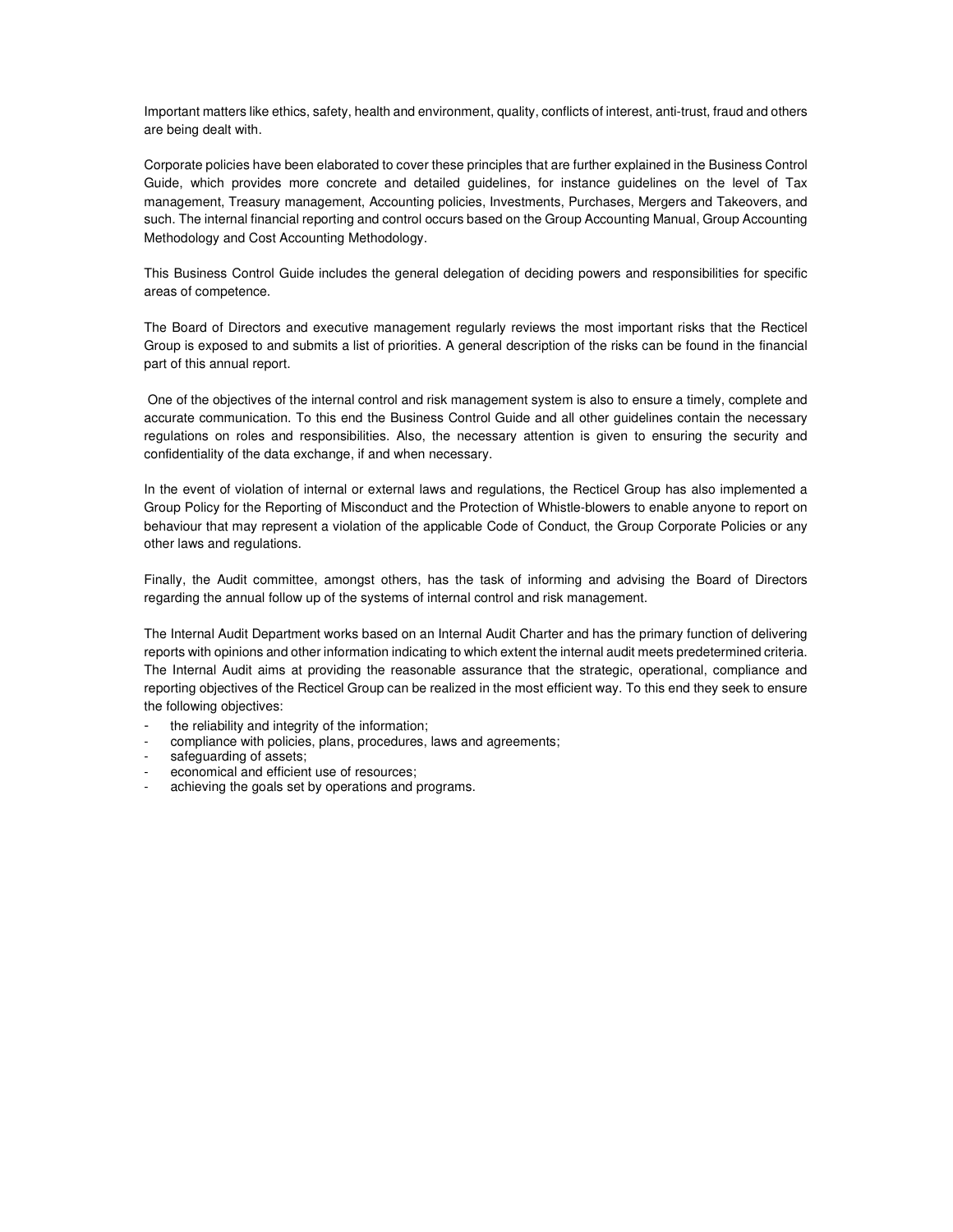Important matters like ethics, safety, health and environment, quality, conflicts of interest, anti-trust, fraud and others are being dealt with.

Corporate policies have been elaborated to cover these principles that are further explained in the Business Control Guide, which provides more concrete and detailed guidelines, for instance guidelines on the level of Tax management, Treasury management, Accounting policies, Investments, Purchases, Mergers and Takeovers, and such. The internal financial reporting and control occurs based on the Group Accounting Manual, Group Accounting Methodology and Cost Accounting Methodology.

This Business Control Guide includes the general delegation of deciding powers and responsibilities for specific areas of competence.

The Board of Directors and executive management regularly reviews the most important risks that the Recticel Group is exposed to and submits a list of priorities. A general description of the risks can be found in the financial part of this annual report.

One of the objectives of the internal control and risk management system is also to ensure a timely, complete and accurate communication. To this end the Business Control Guide and all other guidelines contain the necessary regulations on roles and responsibilities. Also, the necessary attention is given to ensuring the security and confidentiality of the data exchange, if and when necessary.

In the event of violation of internal or external laws and regulations, the Recticel Group has also implemented a Group Policy for the Reporting of Misconduct and the Protection of Whistle-blowers to enable anyone to report on behaviour that may represent a violation of the applicable Code of Conduct, the Group Corporate Policies or any other laws and regulations.

Finally, the Audit committee, amongst others, has the task of informing and advising the Board of Directors regarding the annual follow up of the systems of internal control and risk management.

The Internal Audit Department works based on an Internal Audit Charter and has the primary function of delivering reports with opinions and other information indicating to which extent the internal audit meets predetermined criteria. The Internal Audit aims at providing the reasonable assurance that the strategic, operational, compliance and reporting objectives of the Recticel Group can be realized in the most efficient way. To this end they seek to ensure the following objectives:

- the reliability and integrity of the information;
- compliance with policies, plans, procedures, laws and agreements;
- safeguarding of assets;
- economical and efficient use of resources;
- achieving the goals set by operations and programs.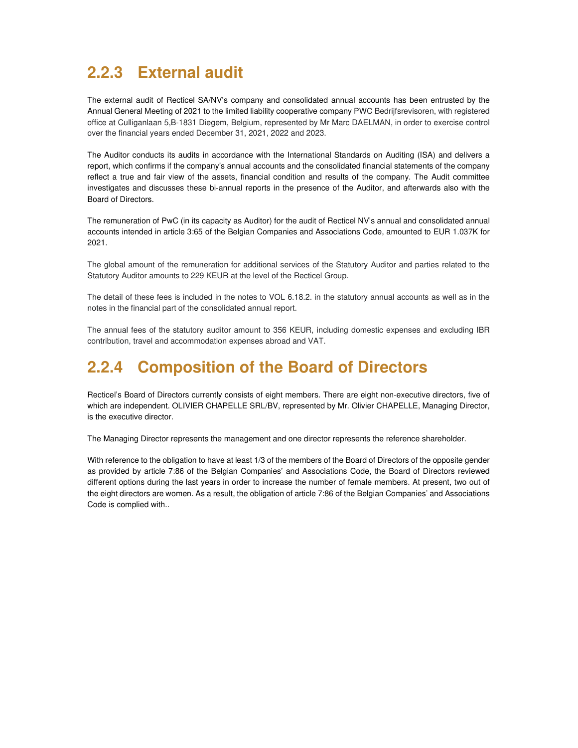## 2.2.3 External audit

The external audit of Recticel SA/NV's company and consolidated annual accounts has been entrusted by the Annual General Meeting of 2021 to the limited liability cooperative company PWC Bedrijfsrevisoren, with registered office at Culliganlaan 5,B-1831 Diegem, Belgium, represented by Mr Marc DAELMAN, in order to exercise control over the financial years ended December 31, 2021, 2022 and 2023.

The Auditor conducts its audits in accordance with the International Standards on Auditing (ISA) and delivers a report, which confirms if the company's annual accounts and the consolidated financial statements of the company reflect a true and fair view of the assets, financial condition and results of the company. The Audit committee investigates and discusses these bi-annual reports in the presence of the Auditor, and afterwards also with the Board of Directors.

The remuneration of PwC (in its capacity as Auditor) for the audit of Recticel NV's annual and consolidated annual accounts intended in article 3:65 of the Belgian Companies and Associations Code, amounted to EUR 1.037K for 2021.

The global amount of the remuneration for additional services of the Statutory Auditor and parties related to the Statutory Auditor amounts to 229 KEUR at the level of the Recticel Group.

The detail of these fees is included in the notes to VOL 6.18.2. in the statutory annual accounts as well as in the notes in the financial part of the consolidated annual report.

The annual fees of the statutory auditor amount to 356 KEUR, including domestic expenses and excluding IBR contribution, travel and accommodation expenses abroad and VAT.

## 2.2.4 Composition of the Board of Directors

Recticel's Board of Directors currently consists of eight members. There are eight non-executive directors, five of which are independent. OLIVIER CHAPELLE SRL/BV, represented by Mr. Olivier CHAPELLE, Managing Director, is the executive director.

The Managing Director represents the management and one director represents the reference shareholder.

With reference to the obligation to have at least 1/3 of the members of the Board of Directors of the opposite gender as provided by article 7:86 of the Belgian Companies' and Associations Code, the Board of Directors reviewed different options during the last years in order to increase the number of female members. At present, two out of the eight directors are women. As a result, the obligation of article 7:86 of the Belgian Companies' and Associations Code is complied with..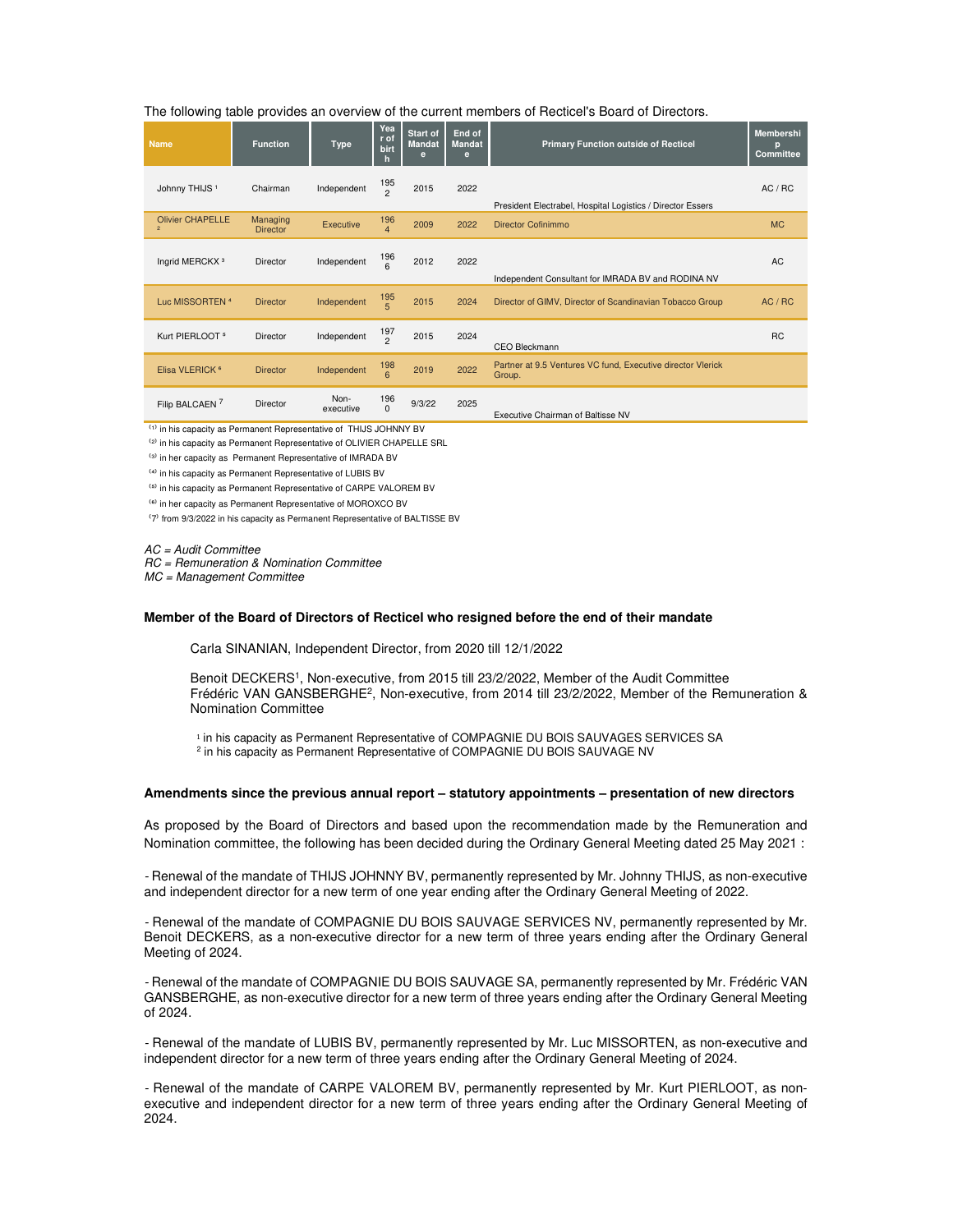The following table provides an overview of the current members of Recticel's Board of Directors.

| Name | Function | Type | Year of birth | Start of Mandate | End of Mandate | Primary Function outside of Recticel | Membership Committee |
|---|---|---|---|---|---|---|---|
| Johnny THIJS [1] | Chairman | Independent | 1952 | 2015 | 2022 | President Electrabel, Hospital Logistics / Director Essers | AC / RC |
| Olivier CHAPELLE [2] | Managing Director | Executive | 1964 | 2009 | 2022 | Director Cofinimmo | MC |
| Ingrid MERCKX [3] | Director | Independent | 1966 | 2012 | 2022 | Independent Consultant for IMRADA BV and RODINA NV | AC |
| Luc MISSORTEN [4] | Director | Independent | 1955 | 2015 | 2024 | Director of GIMV, Director of Scandinavian Tobacco Group | AC / RC |
| Kurt PIERLOOT [5] | Director | Independent | 1972 | 2015 | 2024 | CEO Bleckmann | RC |
| Elisa VLERICK [6] | Director | Independent | 1986 | 2019 | 2022 | Partner at 9.5 Ventures VC fund, Executive director Vlerick Group. | |
| Filip BALCAEN [7] | Director | Non-executive | 1960 | 9/3/22 | 2025 | Executive Chairman of Baltisse NV | |

(1) in his capacity as Permanent Representative of THIJS JOHNNY BV

(2) in his capacity as Permanent Representative of OLIVIER CHAPELLE SRL

(3) in her capacity as Permanent Representative of IMRADA BV

(4) in his capacity as Permanent Representative of LUBIS BV

(5) in his capacity as Permanent Representative of CARPE VALOREM BV

(6) in her capacity as Permanent Representative of MOROXCO BV

(7) from 9/3/2022 in his capacity as Permanent Representative of BALTISSE BV

*AC = Audit Committee*
*RC = Remuneration & Nomination Committee*
*MC = Management Committee*

**Member of the Board of Directors of Recticel who resigned before the end of their mandate**

Carla SINANIAN, Independent Director, from 2020 till 12/1/2022

Benoit DECKERS[1], Non-executive, from 2015 till 23/2/2022, Member of the Audit Committee
Frédéric VAN GANSBERGHE[2], Non-executive, from 2014 till 23/2/2022, Member of the Remuneration & Nomination Committee

[1] in his capacity as Permanent Representative of COMPAGNIE DU BOIS SAUVAGES SERVICES SA
[2] in his capacity as Permanent Representative of COMPAGNIE DU BOIS SAUVAGE NV

**Amendments since the previous annual report – statutory appointments – presentation of new directors**

As proposed by the Board of Directors and based upon the recommendation made by the Remuneration and Nomination committee, the following has been decided during the Ordinary General Meeting dated 25 May 2021 :

- Renewal of the mandate of THIJS JOHNNY BV, permanently represented by Mr. Johnny THIJS, as non-executive and independent director for a new term of one year ending after the Ordinary General Meeting of 2022.

- Renewal of the mandate of COMPAGNIE DU BOIS SAUVAGE SERVICES NV, permanently represented by Mr. Benoit DECKERS, as a non-executive director for a new term of three years ending after the Ordinary General Meeting of 2024.

- Renewal of the mandate of COMPAGNIE DU BOIS SAUVAGE SA, permanently represented by Mr. Frédéric VAN GANSBERGHE, as non-executive director for a new term of three years ending after the Ordinary General Meeting of 2024.

- Renewal of the mandate of LUBIS BV, permanently represented by Mr. Luc MISSORTEN, as non-executive and independent director for a new term of three years ending after the Ordinary General Meeting of 2024.

- Renewal of the mandate of CARPE VALOREM BV, permanently represented by Mr. Kurt PIERLOOT, as non-executive and independent director for a new term of three years ending after the Ordinary General Meeting of 2024.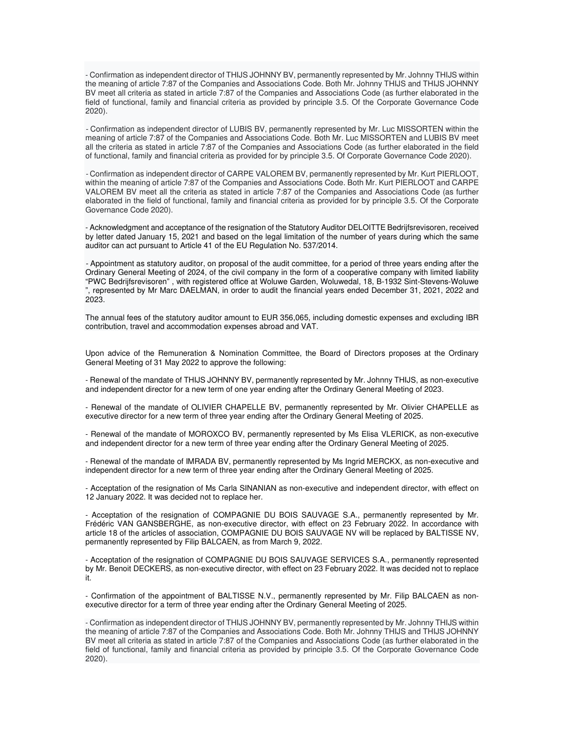- Confirmation as independent director of THIJS JOHNNY BV, permanently represented by Mr. Johnny THIJS within the meaning of article 7:87 of the Companies and Associations Code. Both Mr. Johnny THIJS and THIJS JOHNNY BV meet all criteria as stated in article 7:87 of the Companies and Associations Code (as further elaborated in the field of functional, family and financial criteria as provided by principle 3.5. Of the Corporate Governance Code 2020).

- Confirmation as independent director of LUBIS BV, permanently represented by Mr. Luc MISSORTEN within the meaning of article 7:87 of the Companies and Associations Code. Both Mr. Luc MISSORTEN and LUBIS BV meet all the criteria as stated in article 7:87 of the Companies and Associations Code (as further elaborated in the field of functional, family and financial criteria as provided for by principle 3.5. Of Corporate Governance Code 2020).

- Confirmation as independent director of CARPE VALOREM BV, permanently represented by Mr. Kurt PIERLOOT, within the meaning of article 7:87 of the Companies and Associations Code. Both Mr. Kurt PIERLOOT and CARPE VALOREM BV meet all the criteria as stated in article 7:87 of the Companies and Associations Code (as further elaborated in the field of functional, family and financial criteria as provided for by principle 3.5. Of the Corporate Governance Code 2020).

- Acknowledgment and acceptance of the resignation of the Statutory Auditor DELOITTE Bedrijfsrevisoren, received by letter dated January 15, 2021 and based on the legal limitation of the number of years during which the same auditor can act pursuant to Article 41 of the EU Regulation No. 537/2014.

- Appointment as statutory auditor, on proposal of the audit committee, for a period of three years ending after the Ordinary General Meeting of 2024, of the civil company in the form of a cooperative company with limited liability "PWC Bedrijfsrevisoren" , with registered office at Woluwe Garden, Woluwedal, 18, B-1932 Sint-Stevens-Woluwe ", represented by Mr Marc DAELMAN, in order to audit the financial years ended December 31, 2021, 2022 and 2023.

The annual fees of the statutory auditor amount to EUR 356,065, including domestic expenses and excluding IBR contribution, travel and accommodation expenses abroad and VAT.

Upon advice of the Remuneration & Nomination Committee, the Board of Directors proposes at the Ordinary General Meeting of 31 May 2022 to approve the following:

- Renewal of the mandate of THIJS JOHNNY BV, permanently represented by Mr. Johnny THIJS, as non-executive and independent director for a new term of one year ending after the Ordinary General Meeting of 2023.

- Renewal of the mandate of OLIVIER CHAPELLE BV, permanently represented by Mr. Olivier CHAPELLE as executive director for a new term of three year ending after the Ordinary General Meeting of 2025.

- Renewal of the mandate of MOROXCO BV, permanently represented by Ms Elisa VLERICK, as non-executive and independent director for a new term of three year ending after the Ordinary General Meeting of 2025.

- Renewal of the mandate of IMRADA BV, permanently represented by Ms Ingrid MERCKX, as non-executive and independent director for a new term of three year ending after the Ordinary General Meeting of 2025.

- Acceptation of the resignation of Ms Carla SINANIAN as non-executive and independent director, with effect on 12 January 2022. It was decided not to replace her.

- Acceptation of the resignation of COMPAGNIE DU BOIS SAUVAGE S.A., permanently represented by Mr. Frédéric VAN GANSBERGHE, as non-executive director, with effect on 23 February 2022. In accordance with article 18 of the articles of association, COMPAGNIE DU BOIS SAUVAGE NV will be replaced by BALTISSE NV, permanently represented by Filip BALCAEN, as from March 9, 2022.

- Acceptation of the resignation of COMPAGNIE DU BOIS SAUVAGE SERVICES S.A., permanently represented by Mr. Benoit DECKERS, as non-executive director, with effect on 23 February 2022. It was decided not to replace it.

- Confirmation of the appointment of BALTISSE N.V., permanently represented by Mr. Filip BALCAEN as non-executive director for a term of three year ending after the Ordinary General Meeting of 2025.

- Confirmation as independent director of THIJS JOHNNY BV, permanently represented by Mr. Johnny THIJS within the meaning of article 7:87 of the Companies and Associations Code. Both Mr. Johnny THIJS and THIJS JOHNNY BV meet all criteria as stated in article 7:87 of the Companies and Associations Code (as further elaborated in the field of functional, family and financial criteria as provided by principle 3.5. Of the Corporate Governance Code 2020).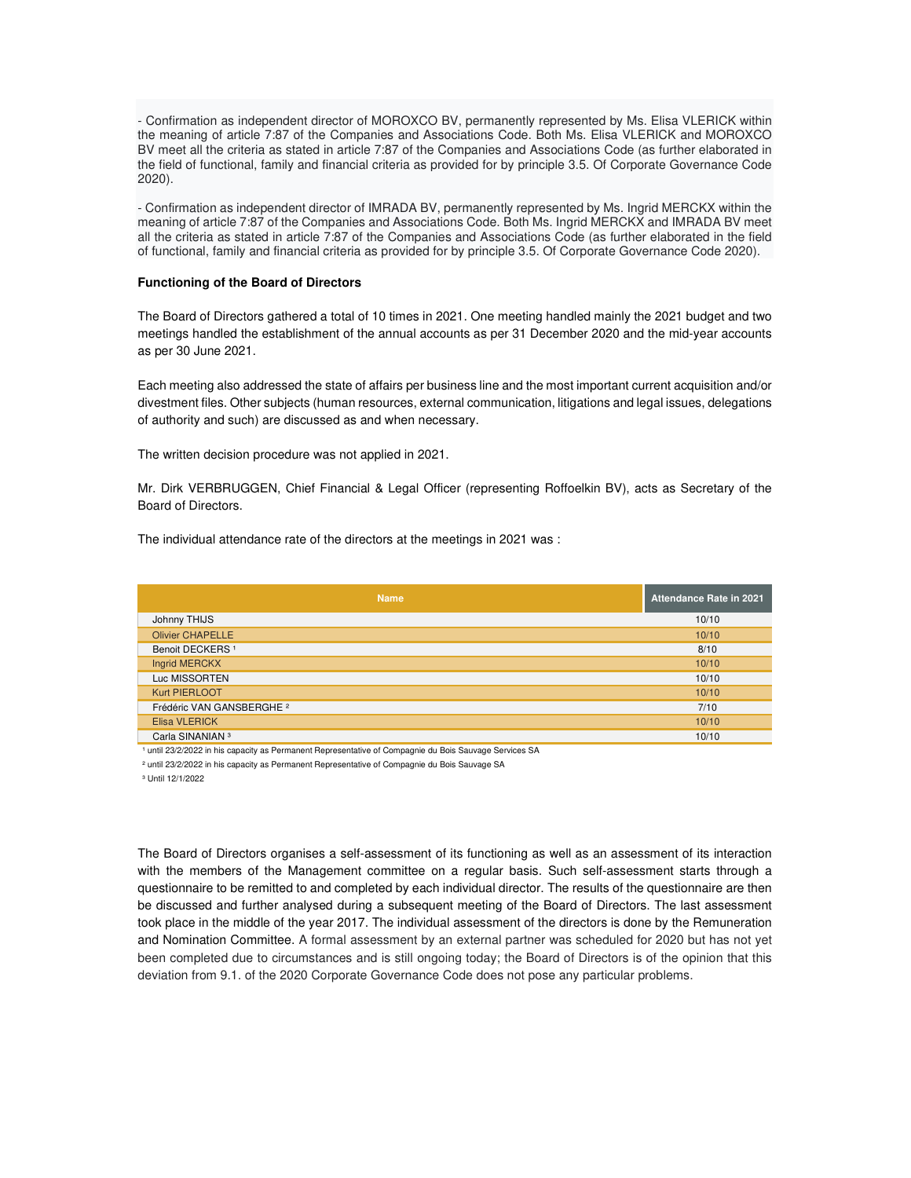- Confirmation as independent director of MOROXCO BV, permanently represented by Ms. Elisa VLERICK within the meaning of article 7:87 of the Companies and Associations Code. Both Ms. Elisa VLERICK and MOROXCO BV meet all the criteria as stated in article 7:87 of the Companies and Associations Code (as further elaborated in the field of functional, family and financial criteria as provided for by principle 3.5. Of Corporate Governance Code 2020).

- Confirmation as independent director of IMRADA BV, permanently represented by Ms. Ingrid MERCKX within the meaning of article 7:87 of the Companies and Associations Code. Both Ms. Ingrid MERCKX and IMRADA BV meet all the criteria as stated in article 7:87 of the Companies and Associations Code (as further elaborated in the field of functional, family and financial criteria as provided for by principle 3.5. Of Corporate Governance Code 2020).

**Functioning of the Board of Directors**

The Board of Directors gathered a total of 10 times in 2021. One meeting handled mainly the 2021 budget and two meetings handled the establishment of the annual accounts as per 31 December 2020 and the mid-year accounts as per 30 June 2021.

Each meeting also addressed the state of affairs per business line and the most important current acquisition and/or divestment files. Other subjects (human resources, external communication, litigations and legal issues, delegations of authority and such) are discussed as and when necessary.

The written decision procedure was not applied in 2021.

Mr. Dirk VERBRUGGEN, Chief Financial & Legal Officer (representing Roffoelkin BV), acts as Secretary of the Board of Directors.

The individual attendance rate of the directors at the meetings in 2021 was :

| Name | Attendance Rate in 2021 |
|---|---|
| Johnny THIJS | 10/10 |
| Olivier CHAPELLE | 10/10 |
| Benoit DECKERS [1] | 8/10 |
| Ingrid MERCKX | 10/10 |
| Luc MISSORTEN | 10/10 |
| Kurt PIERLOOT | 10/10 |
| Frédéric VAN GANSBERGHE [2] | 7/10 |
| Elisa VLERICK | 10/10 |
| Carla SINANIAN [3] | 10/10 |

[1] until 23/2/2022 in his capacity as Permanent Representative of Compagnie du Bois Sauvage Services SA

[2] until 23/2/2022 in his capacity as Permanent Representative of Compagnie du Bois Sauvage SA

[3] Until 12/1/2022

The Board of Directors organises a self-assessment of its functioning as well as an assessment of its interaction with the members of the Management committee on a regular basis. Such self-assessment starts through a questionnaire to be remitted to and completed by each individual director. The results of the questionnaire are then be discussed and further analysed during a subsequent meeting of the Board of Directors. The last assessment took place in the middle of the year 2017. The individual assessment of the directors is done by the Remuneration and Nomination Committee. A formal assessment by an external partner was scheduled for 2020 but has not yet been completed due to circumstances and is still ongoing today; the Board of Directors is of the opinion that this deviation from 9.1. of the 2020 Corporate Governance Code does not pose any particular problems.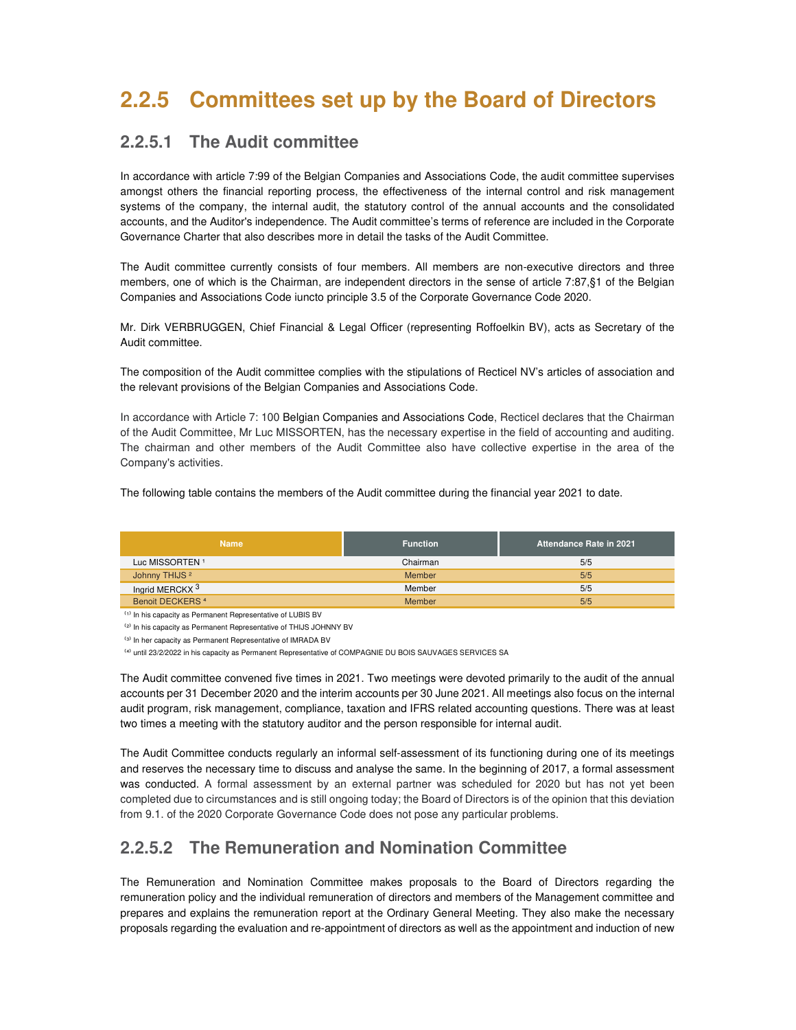## 2.2.5 Committees set up by the Board of Directors

### 2.2.5.1 The Audit committee

In accordance with article 7:99 of the Belgian Companies and Associations Code, the audit committee supervises amongst others the financial reporting process, the effectiveness of the internal control and risk management systems of the company, the internal audit, the statutory control of the annual accounts and the consolidated accounts, and the Auditor's independence. The Audit committee's terms of reference are included in the Corporate Governance Charter that also describes more in detail the tasks of the Audit Committee.

The Audit committee currently consists of four members. All members are non-executive directors and three members, one of which is the Chairman, are independent directors in the sense of article 7:87,§1 of the Belgian Companies and Associations Code iuncto principle 3.5 of the Corporate Governance Code 2020.

Mr. Dirk VERBRUGGEN, Chief Financial & Legal Officer (representing Roffoelkin BV), acts as Secretary of the Audit committee.

The composition of the Audit committee complies with the stipulations of Recticel NV's articles of association and the relevant provisions of the Belgian Companies and Associations Code.

In accordance with Article 7: 100 Belgian Companies and Associations Code, Recticel declares that the Chairman of the Audit Committee, Mr Luc MISSORTEN, has the necessary expertise in the field of accounting and auditing. The chairman and other members of the Audit Committee also have collective expertise in the area of the Company's activities.

The following table contains the members of the Audit committee during the financial year 2021 to date.

| Name | Function | Attendance Rate in 2021 |
|---|---|---|
| Luc MISSORTEN [1] | Chairman | 5/5 |
| Johnny THIJS [2] | Member | 5/5 |
| Ingrid MERCKX [3] | Member | 5/5 |
| Benoit DECKERS [4] | Member | 5/5 |

(1) In his capacity as Permanent Representative of LUBIS BV

(2) In his capacity as Permanent Representative of THIJS JOHNNY BV

(3) In her capacity as Permanent Representative of IMRADA BV

(4) until 23/2/2022 in his capacity as Permanent Representative of COMPAGNIE DU BOIS SAUVAGES SERVICES SA

The Audit committee convened five times in 2021. Two meetings were devoted primarily to the audit of the annual accounts per 31 December 2020 and the interim accounts per 30 June 2021. All meetings also focus on the internal audit program, risk management, compliance, taxation and IFRS related accounting questions. There was at least two times a meeting with the statutory auditor and the person responsible for internal audit.

The Audit Committee conducts regularly an informal self-assessment of its functioning during one of its meetings and reserves the necessary time to discuss and analyse the same. In the beginning of 2017, a formal assessment was conducted. A formal assessment by an external partner was scheduled for 2020 but has not yet been completed due to circumstances and is still ongoing today; the Board of Directors is of the opinion that this deviation from 9.1. of the 2020 Corporate Governance Code does not pose any particular problems.

### 2.2.5.2 The Remuneration and Nomination Committee

The Remuneration and Nomination Committee makes proposals to the Board of Directors regarding the remuneration policy and the individual remuneration of directors and members of the Management committee and prepares and explains the remuneration report at the Ordinary General Meeting. They also make the necessary proposals regarding the evaluation and re-appointment of directors as well as the appointment and induction of new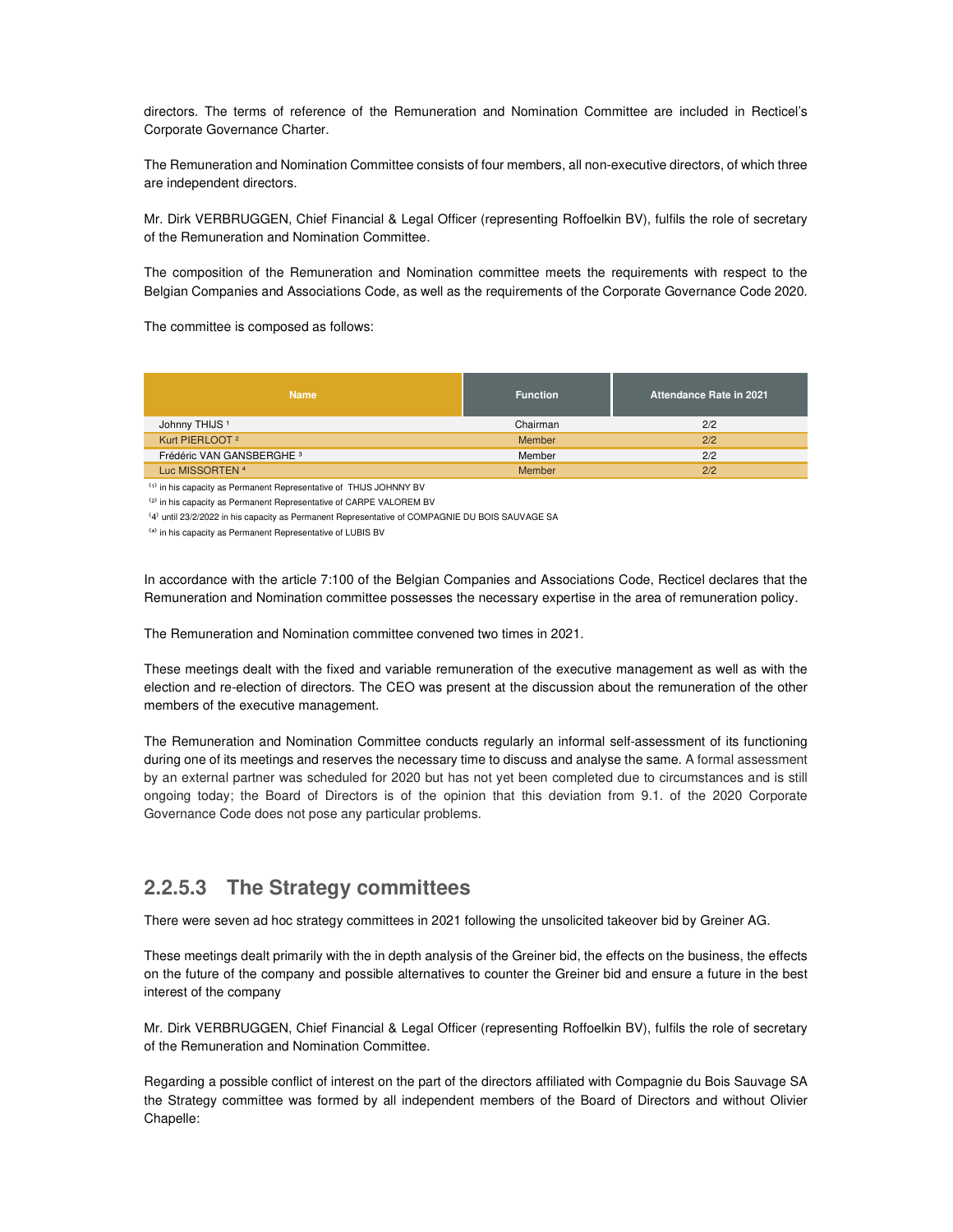directors. The terms of reference of the Remuneration and Nomination Committee are included in Recticel's Corporate Governance Charter.

The Remuneration and Nomination Committee consists of four members, all non-executive directors, of which three are independent directors.

Mr. Dirk VERBRUGGEN, Chief Financial & Legal Officer (representing Roffoelkin BV), fulfils the role of secretary of the Remuneration and Nomination Committee.

The composition of the Remuneration and Nomination committee meets the requirements with respect to the Belgian Companies and Associations Code, as well as the requirements of the Corporate Governance Code 2020.

The committee is composed as follows:

| Name | Function | Attendance Rate in 2021 |
|---|---|---|
| Johnny THIJS [1] | Chairman | 2/2 |
| Kurt PIERLOOT [2] | Member | 2/2 |
| Frédéric VAN GANSBERGHE [3] | Member | 2/2 |
| Luc MISSORTEN [4] | Member | 2/2 |

(1) in his capacity as Permanent Representative of THIJS JOHNNY BV

(2) in his capacity as Permanent Representative of CARPE VALOREM BV

(4) until 23/2/2022 in his capacity as Permanent Representative of COMPAGNIE DU BOIS SAUVAGE SA

(4) in his capacity as Permanent Representative of LUBIS BV

In accordance with the article 7:100 of the Belgian Companies and Associations Code, Recticel declares that the Remuneration and Nomination committee possesses the necessary expertise in the area of remuneration policy.

The Remuneration and Nomination committee convened two times in 2021.

These meetings dealt with the fixed and variable remuneration of the executive management as well as with the election and re-election of directors. The CEO was present at the discussion about the remuneration of the other members of the executive management.

The Remuneration and Nomination Committee conducts regularly an informal self-assessment of its functioning during one of its meetings and reserves the necessary time to discuss and analyse the same. A formal assessment by an external partner was scheduled for 2020 but has not yet been completed due to circumstances and is still ongoing today; the Board of Directors is of the opinion that this deviation from 9.1. of the 2020 Corporate Governance Code does not pose any particular problems.

## 2.2.5.3 The Strategy committees

There were seven ad hoc strategy committees in 2021 following the unsolicited takeover bid by Greiner AG.

These meetings dealt primarily with the in depth analysis of the Greiner bid, the effects on the business, the effects on the future of the company and possible alternatives to counter the Greiner bid and ensure a future in the best interest of the company

Mr. Dirk VERBRUGGEN, Chief Financial & Legal Officer (representing Roffoelkin BV), fulfils the role of secretary of the Remuneration and Nomination Committee.

Regarding a possible conflict of interest on the part of the directors affiliated with Compagnie du Bois Sauvage SA the Strategy committee was formed by all independent members of the Board of Directors and without Olivier Chapelle: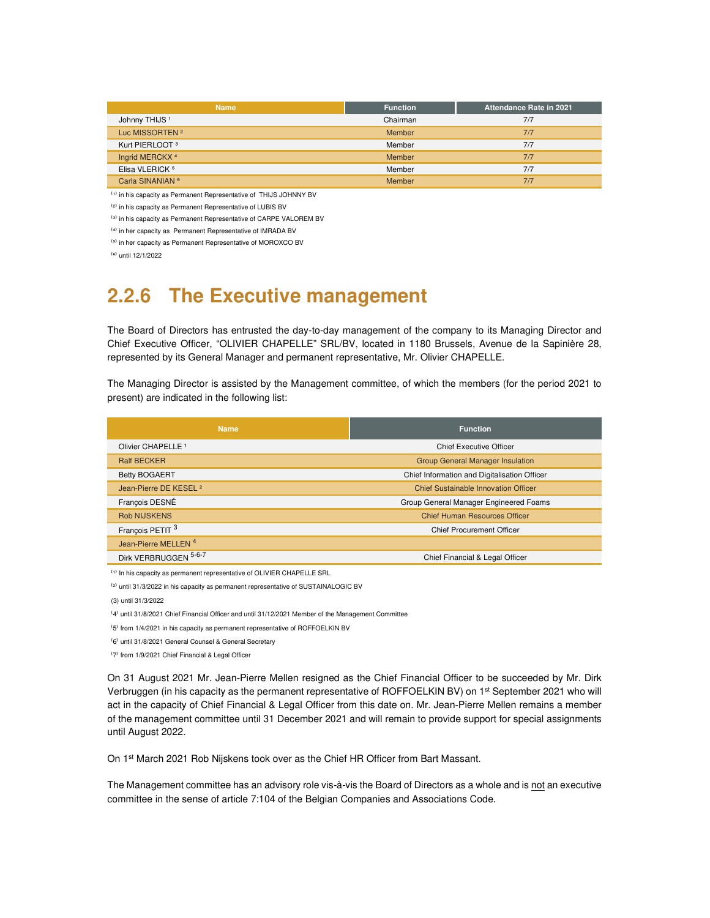| Name | Function | Attendance Rate in 2021 |
|---|---|---|
| Johnny THIJS [1] | Chairman | 7/7 |
| Luc MISSORTEN [2] | Member | 7/7 |
| Kurt PIERLOOT [3] | Member | 7/7 |
| Ingrid MERCKX [4] | Member | 7/7 |
| Elisa VLERICK [5] | Member | 7/7 |
| Carla SINANIAN [6] | Member | 7/7 |

(1) in his capacity as Permanent Representative of THIJS JOHNNY BV

(2) in his capacity as Permanent Representative of LUBIS BV

(3) in his capacity as Permanent Representative of CARPE VALOREM BV

(4) in her capacity as Permanent Representative of IMRADA BV

(5) in her capacity as Permanent Representative of MOROXCO BV

(6) until 12/1/2022

## 2.2.6 The Executive management

The Board of Directors has entrusted the day-to-day management of the company to its Managing Director and Chief Executive Officer, "OLIVIER CHAPELLE" SRL/BV, located in 1180 Brussels, Avenue de la Sapinière 28, represented by its General Manager and permanent representative, Mr. Olivier CHAPELLE.

The Managing Director is assisted by the Management committee, of which the members (for the period 2021 to present) are indicated in the following list:

| Name | Function |
|---|---|
| Olivier CHAPELLE [1] | Chief Executive Officer |
| Ralf BECKER | Group General Manager Insulation |
| Betty BOGAERT | Chief Information and Digitalisation Officer |
| Jean-Pierre DE KESEL [2] | Chief Sustainable Innovation Officer |
| François DESNÉ | Group General Manager Engineered Foams |
| Rob NIJSKENS | Chief Human Resources Officer |
| François PETIT [3] | Chief Procurement Officer |
| Jean-Pierre MELLEN [4] | |
| Dirk VERBRUGGEN [5-6-7] | Chief Financial & Legal Officer |

(1) In his capacity as permanent representative of OLIVIER CHAPELLE SRL

(2) until 31/3/2022 in his capacity as permanent representative of SUSTAINALOGIC BV

(3) until 31/3/2022

(4) until 31/8/2021 Chief Financial Officer and until 31/12/2021 Member of the Management Committee

(5) from 1/4/2021 in his capacity as permanent representative of ROFFOELKIN BV

(6) until 31/8/2021 General Counsel & General Secretary

(7) from 1/9/2021 Chief Financial & Legal Officer

On 31 August 2021 Mr. Jean-Pierre Mellen resigned as the Chief Financial Officer to be succeeded by Mr. Dirk Verbruggen (in his capacity as the permanent representative of ROFFOELKIN BV) on 1st September 2021 who will act in the capacity of Chief Financial & Legal Officer from this date on. Mr. Jean-Pierre Mellen remains a member of the management committee until 31 December 2021 and will remain to provide support for special assignments until August 2022.

On 1st March 2021 Rob Nijskens took over as the Chief HR Officer from Bart Massant.

The Management committee has an advisory role vis-à-vis the Board of Directors as a whole and is not an executive committee in the sense of article 7:104 of the Belgian Companies and Associations Code.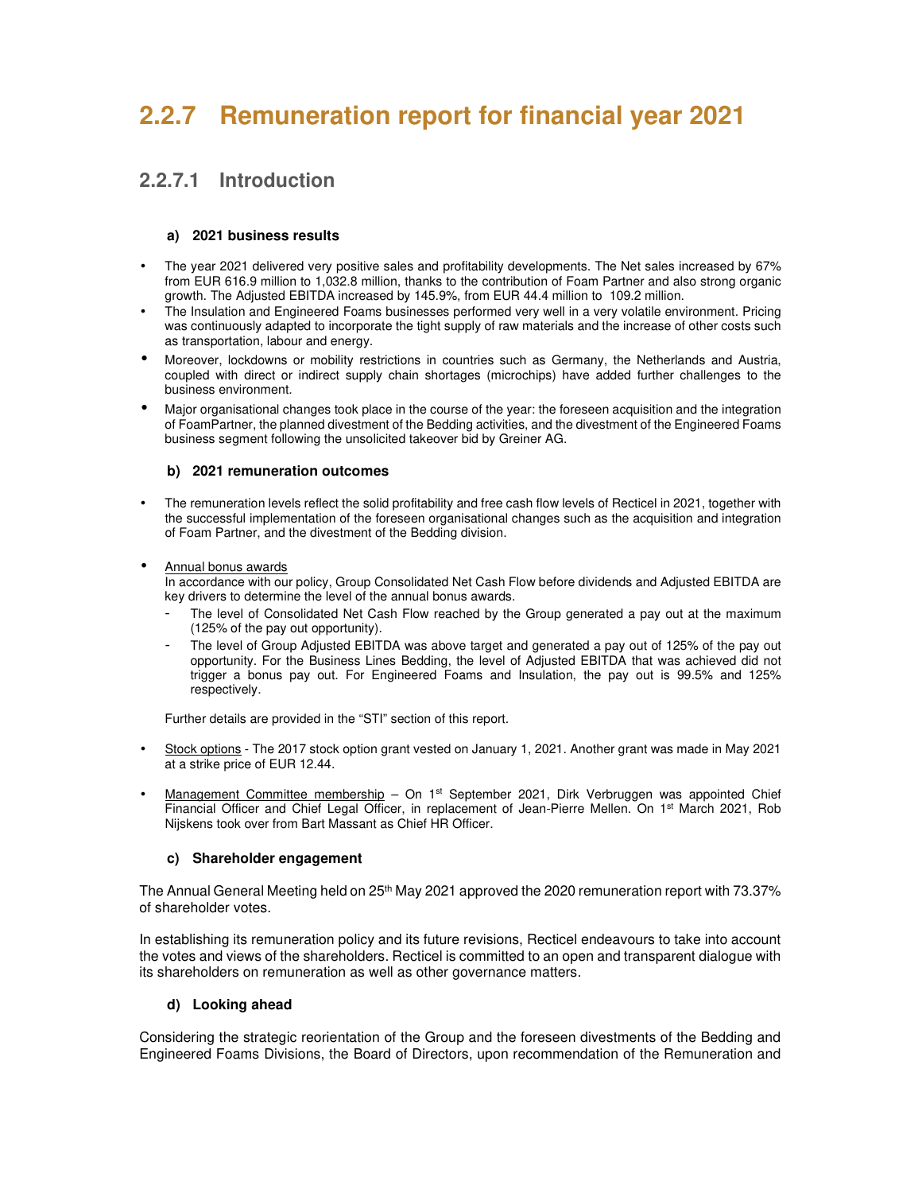# 2.2.7 Remuneration report for financial year 2021

## 2.2.7.1 Introduction

#### a) 2021 business results

- The year 2021 delivered very positive sales and profitability developments. The Net sales increased by 67% from EUR 616.9 million to 1,032.8 million, thanks to the contribution of Foam Partner and also strong organic growth. The Adjusted EBITDA increased by 145.9%, from EUR 44.4 million to 109.2 million.
- The Insulation and Engineered Foams businesses performed very well in a very volatile environment. Pricing was continuously adapted to incorporate the tight supply of raw materials and the increase of other costs such as transportation, labour and energy.
- Moreover, lockdowns or mobility restrictions in countries such as Germany, the Netherlands and Austria, coupled with direct or indirect supply chain shortages (microchips) have added further challenges to the business environment.
- Major organisational changes took place in the course of the year: the foreseen acquisition and the integration of FoamPartner, the planned divestment of the Bedding activities, and the divestment of the Engineered Foams business segment following the unsolicited takeover bid by Greiner AG.

#### b) 2021 remuneration outcomes

- The remuneration levels reflect the solid profitability and free cash flow levels of Recticel in 2021, together with the successful implementation of the foreseen organisational changes such as the acquisition and integration of Foam Partner, and the divestment of the Bedding division.

- Annual bonus awards
  In accordance with our policy, Group Consolidated Net Cash Flow before dividends and Adjusted EBITDA are key drivers to determine the level of the annual bonus awards.
  - The level of Consolidated Net Cash Flow reached by the Group generated a pay out at the maximum (125% of the pay out opportunity).
  - The level of Group Adjusted EBITDA was above target and generated a pay out of 125% of the pay out opportunity. For the Business Lines Bedding, the level of Adjusted EBITDA that was achieved did not trigger a bonus pay out. For Engineered Foams and Insulation, the pay out is 99.5% and 125% respectively.

  Further details are provided in the "STI" section of this report.

- Stock options - The 2017 stock option grant vested on January 1, 2021. Another grant was made in May 2021 at a strike price of EUR 12.44.

- Management Committee membership – On 1st September 2021, Dirk Verbruggen was appointed Chief Financial Officer and Chief Legal Officer, in replacement of Jean-Pierre Mellen. On 1st March 2021, Rob Nijskens took over from Bart Massant as Chief HR Officer.

#### c) Shareholder engagement

The Annual General Meeting held on 25th May 2021 approved the 2020 remuneration report with 73.37% of shareholder votes.

In establishing its remuneration policy and its future revisions, Recticel endeavours to take into account the votes and views of the shareholders. Recticel is committed to an open and transparent dialogue with its shareholders on remuneration as well as other governance matters.

#### d) Looking ahead

Considering the strategic reorientation of the Group and the foreseen divestments of the Bedding and Engineered Foams Divisions, the Board of Directors, upon recommendation of the Remuneration and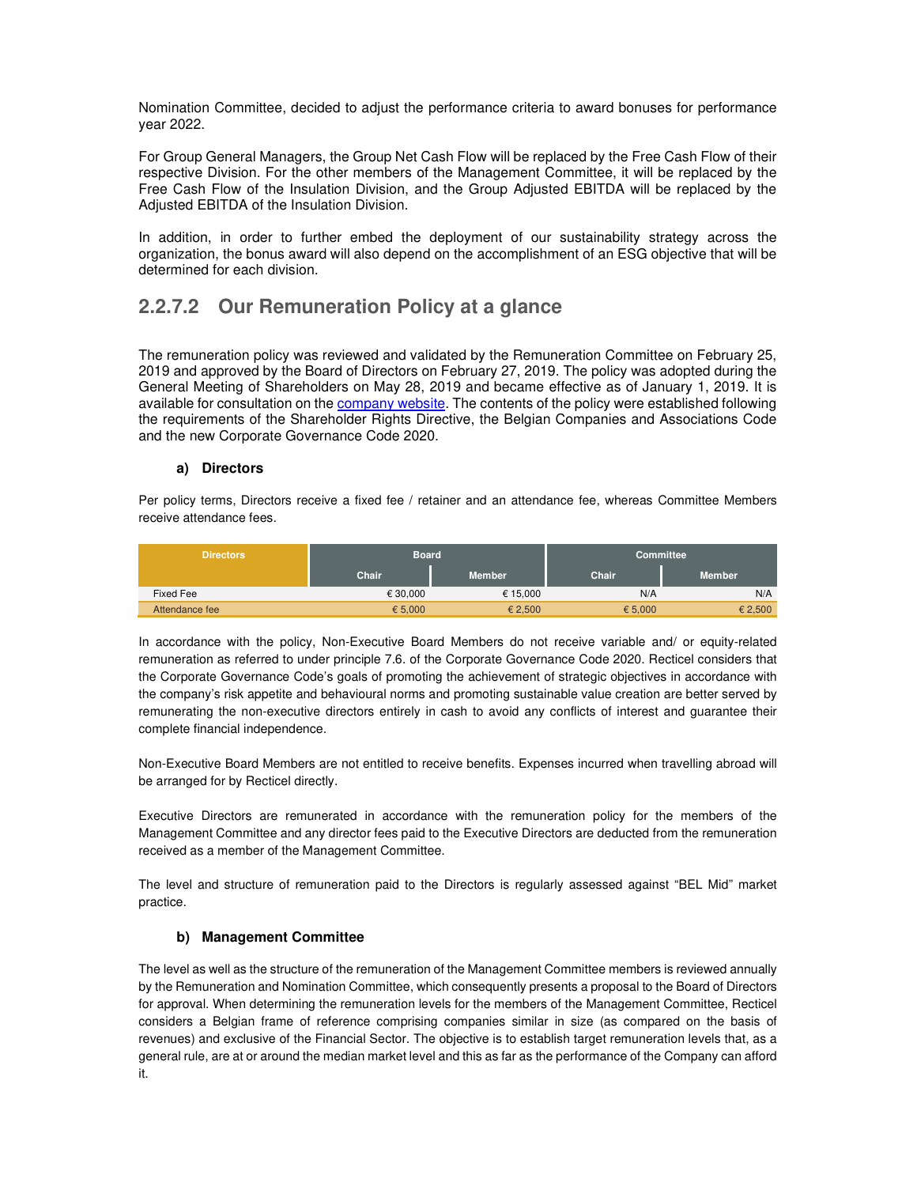Nomination Committee, decided to adjust the performance criteria to award bonuses for performance year 2022.

For Group General Managers, the Group Net Cash Flow will be replaced by the Free Cash Flow of their respective Division. For the other members of the Management Committee, it will be replaced by the Free Cash Flow of the Insulation Division, and the Group Adjusted EBITDA will be replaced by the Adjusted EBITDA of the Insulation Division.

In addition, in order to further embed the deployment of our sustainability strategy across the organization, the bonus award will also depend on the accomplishment of an ESG objective that will be determined for each division.

## 2.2.7.2 Our Remuneration Policy at a glance

The remuneration policy was reviewed and validated by the Remuneration Committee on February 25, 2019 and approved by the Board of Directors on February 27, 2019. The policy was adopted during the General Meeting of Shareholders on May 28, 2019 and became effective as of January 1, 2019. It is available for consultation on the company website. The contents of the policy were established following the requirements of the Shareholder Rights Directive, the Belgian Companies and Associations Code and the new Corporate Governance Code 2020.

### a) Directors

Per policy terms, Directors receive a fixed fee / retainer and an attendance fee, whereas Committee Members receive attendance fees.

| Directors | Board | | Committee | |
|---|---|---|---|---|
| | Chair | Member | Chair | Member |
| Fixed Fee | € 30,000 | € 15,000 | N/A | N/A |
| Attendance fee | € 5,000 | € 2,500 | € 5,000 | € 2,500 |

In accordance with the policy, Non-Executive Board Members do not receive variable and/ or equity-related remuneration as referred to under principle 7.6. of the Corporate Governance Code 2020. Recticel considers that the Corporate Governance Code's goals of promoting the achievement of strategic objectives in accordance with the company's risk appetite and behavioural norms and promoting sustainable value creation are better served by remunerating the non-executive directors entirely in cash to avoid any conflicts of interest and guarantee their complete financial independence.

Non-Executive Board Members are not entitled to receive benefits. Expenses incurred when travelling abroad will be arranged for by Recticel directly.

Executive Directors are remunerated in accordance with the remuneration policy for the members of the Management Committee and any director fees paid to the Executive Directors are deducted from the remuneration received as a member of the Management Committee.

The level and structure of remuneration paid to the Directors is regularly assessed against "BEL Mid" market practice.

### b) Management Committee

The level as well as the structure of the remuneration of the Management Committee members is reviewed annually by the Remuneration and Nomination Committee, which consequently presents a proposal to the Board of Directors for approval. When determining the remuneration levels for the members of the Management Committee, Recticel considers a Belgian frame of reference comprising companies similar in size (as compared on the basis of revenues) and exclusive of the Financial Sector. The objective is to establish target remuneration levels that, as a general rule, are at or around the median market level and this as far as the performance of the Company can afford it.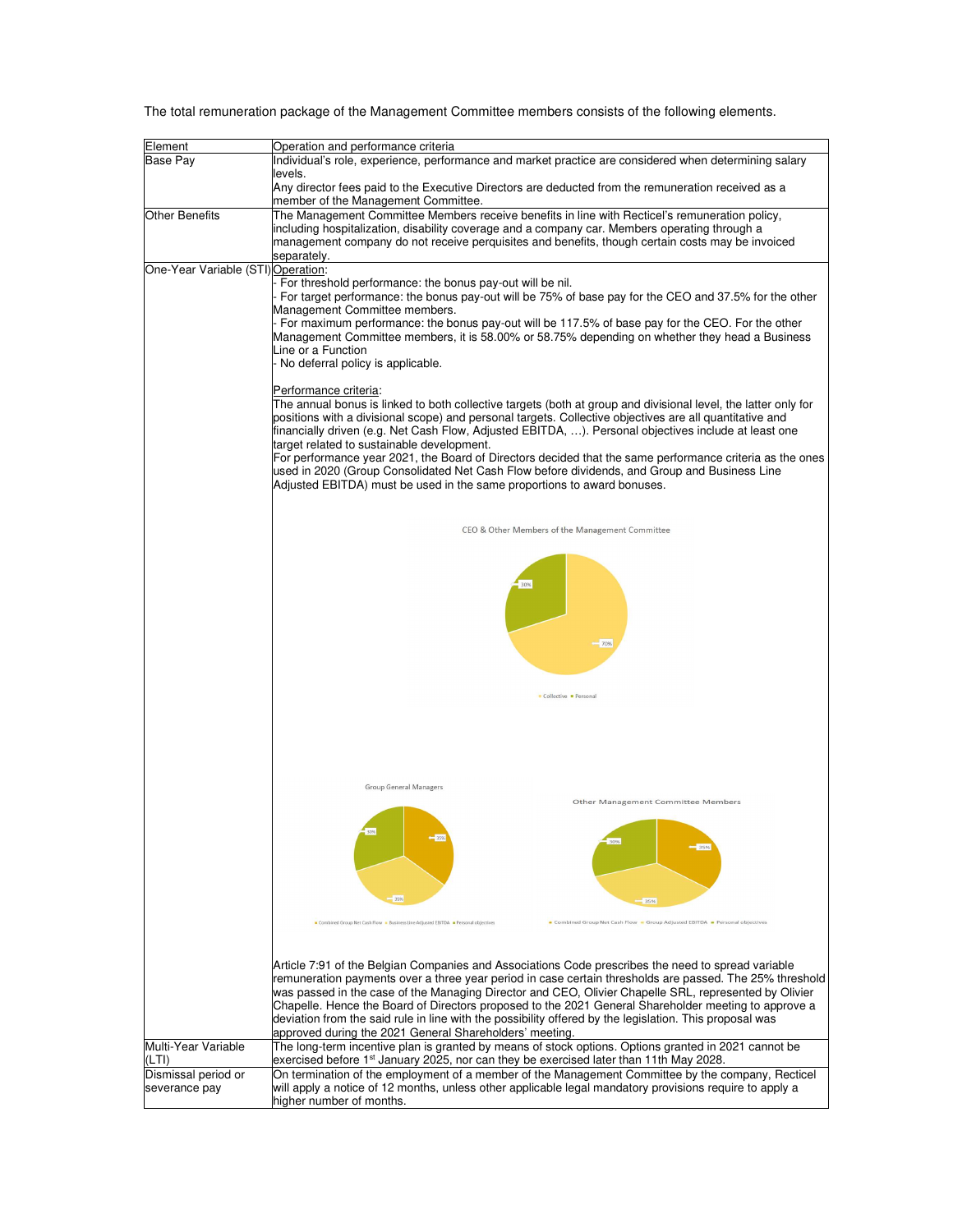The total remuneration package of the Management Committee members consists of the following elements.

| Element | Operation and performance criteria |
| --- | --- |
| Base Pay | Individual's role, experience, performance and market practice are considered when determining salary levels.<br>Any director fees paid to the Executive Directors are deducted from the remuneration received as a member of the Management Committee. |
| Other Benefits | The Management Committee Members receive benefits in line with Recticel's remuneration policy, including hospitalization, disability coverage and a company car. Members operating through a management company do not receive perquisites and benefits, though certain costs may be invoiced separately. |
| One-Year Variable (STI) | Operation:<br>- For threshold performance: the bonus pay-out will be nil.<br>- For target performance: the bonus pay-out will be 75% of base pay for the CEO and 37.5% for the other Management Committee members.<br>- For maximum performance: the bonus pay-out will be 117.5% of base pay for the CEO. For the other Management Committee members, it is 58.00% or 58.75% depending on whether they head a Business Line or a Function<br>- No deferral policy is applicable.<br><br>Performance criteria:<br>The annual bonus is linked to both collective targets (both at group and divisional level, the latter only for positions with a divisional scope) and personal targets. Collective objectives are all quantitative and financially driven (e.g. Net Cash Flow, Adjusted EBITDA, …). Personal objectives include at least one target related to sustainable development.<br>For performance year 2021, the Board of Directors decided that the same performance criteria as the ones used in 2020 (Group Consolidated Net Cash Flow before dividends, and Group and Business Line Adjusted EBITDA) must be used in the same proportions to award bonuses.<br><br>CEO & Other Members of the Management Committee: Collective 70%, Personal 30%<br><br>Group General Managers: Combined Group Net Cash Flow 35%, Business Line Adjusted EBITDA 35%, Personal objectives 30%<br><br>Other Management Committee Members: Combined Group Net Cash Flow 35%, Group Adjusted EBITDA 35%, Personal objectives 30%<br><br>Article 7:91 of the Belgian Companies and Associations Code prescribes the need to spread variable remuneration payments over a three year period in case certain thresholds are passed. The 25% threshold was passed in the case of the Managing Director and CEO, Olivier Chapelle SRL, represented by Olivier Chapelle. Hence the Board of Directors proposed to the 2021 General Shareholder meeting to approve a deviation from the said rule in line with the possibility offered by the legislation. This proposal was approved during the 2021 General Shareholders' meeting. |
| Multi-Year Variable (LTI) | The long-term incentive plan is granted by means of stock options. Options granted in 2021 cannot be exercised before 1st January 2025, nor can they be exercised later than 11th May 2028. |
| Dismissal period or severance pay | On termination of the employment of a member of the Management Committee by the company, Recticel will apply a notice of 12 months, unless other applicable legal mandatory provisions require to apply a higher number of months. |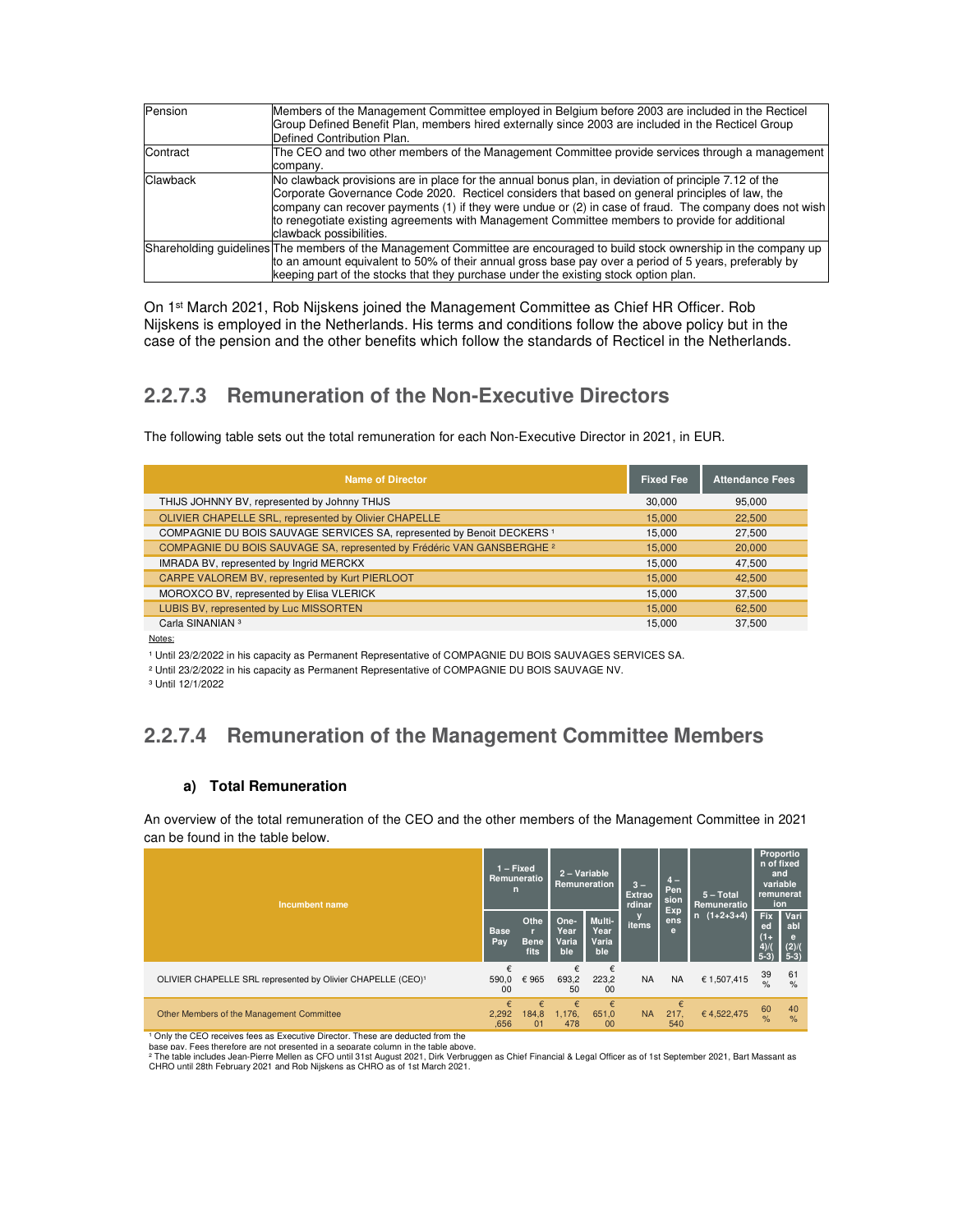| Pension | Members of the Management Committee employed in Belgium before 2003 are included in the Recticel Group Defined Benefit Plan, members hired externally since 2003 are included in the Recticel Group Defined Contribution Plan. |
|---|---|
| Contract | The CEO and two other members of the Management Committee provide services through a management company. |
| Clawback | No clawback provisions are in place for the annual bonus plan, in deviation of principle 7.12 of the Corporate Governance Code 2020. Recticel considers that based on general principles of law, the company can recover payments (1) if they were undue or (2) in case of fraud. The company does not wish to renegotiate existing agreements with Management Committee members to provide for additional clawback possibilities. |
| Shareholding guidelines | The members of the Management Committee are encouraged to build stock ownership in the company up to an amount equivalent to 50% of their annual gross base pay over a period of 5 years, preferably by keeping part of the stocks that they purchase under the existing stock option plan. |

On 1st March 2021, Rob Nijskens joined the Management Committee as Chief HR Officer. Rob Nijskens is employed in the Netherlands. His terms and conditions follow the above policy but in the case of the pension and the other benefits which follow the standards of Recticel in the Netherlands.

## 2.2.7.3 Remuneration of the Non-Executive Directors

The following table sets out the total remuneration for each Non-Executive Director in 2021, in EUR.

| Name of Director | Fixed Fee | Attendance Fees |
|---|---|---|
| THIJS JOHNNY BV, represented by Johnny THIJS | 30,000 | 95,000 |
| OLIVIER CHAPELLE SRL, represented by Olivier CHAPELLE | 15,000 | 22,500 |
| COMPAGNIE DU BOIS SAUVAGE SERVICES SA, represented by Benoit DECKERS [1] | 15,000 | 27,500 |
| COMPAGNIE DU BOIS SAUVAGE SA, represented by Frédéric VAN GANSBERGHE [2] | 15,000 | 20,000 |
| IMRADA BV, represented by Ingrid MERCKX | 15,000 | 47,500 |
| CARPE VALOREM BV, represented by Kurt PIERLOOT | 15,000 | 42,500 |
| MOROXCO BV, represented by Elisa VLERICK | 15,000 | 37,500 |
| LUBIS BV, represented by Luc MISSORTEN | 15,000 | 62,500 |
| Carla SINANIAN [3] | 15,000 | 37,500 |

Notes:

[1] Until 23/2/2022 in his capacity as Permanent Representative of COMPAGNIE DU BOIS SAUVAGES SERVICES SA.

[2] Until 23/2/2022 in his capacity as Permanent Representative of COMPAGNIE DU BOIS SAUVAGE NV.

[3] Until 12/1/2022

## 2.2.7.4 Remuneration of the Management Committee Members

### a) Total Remuneration

An overview of the total remuneration of the CEO and the other members of the Management Committee in 2021 can be found in the table below.

| Incumbent name | 1 – Fixed Remuneration | | 2 – Variable Remuneration | | 3 – Extraordinary items | 4 – Pension Expense | 5 – Total Remuneration (1+2+3+4) | Proportion of fixed and variable remuneration | |
|---|---|---|---|---|---|---|---|---|---|
| | Base Pay | Other Benefits | One-Year Variable | Multi-Year Variable | | | | Fixed (1+4)/(5-3) | Variable (2)/(5-3) |
| OLIVIER CHAPELLE SRL represented by Olivier CHAPELLE (CEO)[1] | € 590,000 | € 965 | € 693,250 | € 223,200 | NA | NA | € 1,507,415 | 39 % | 61 % |
| Other Members of the Management Committee | € 2,292,656 | € 184,801 | € 1,176,478 | € 651,000 | NA | € 217,540 | € 4,522,475 | 60 % | 40 % |

[1] Only the CEO receives fees as Executive Director. These are deducted from the base pay. Fees therefore are not presented in a separate column in the table above.

[2] The table includes Jean-Pierre Mellen as CFO until 31st August 2021, Dirk Verbruggen as Chief Financial & Legal Officer as of 1st September 2021, Bart Massant as CHRO until 28th February 2021 and Rob Nijskens as CHRO as of 1st March 2021.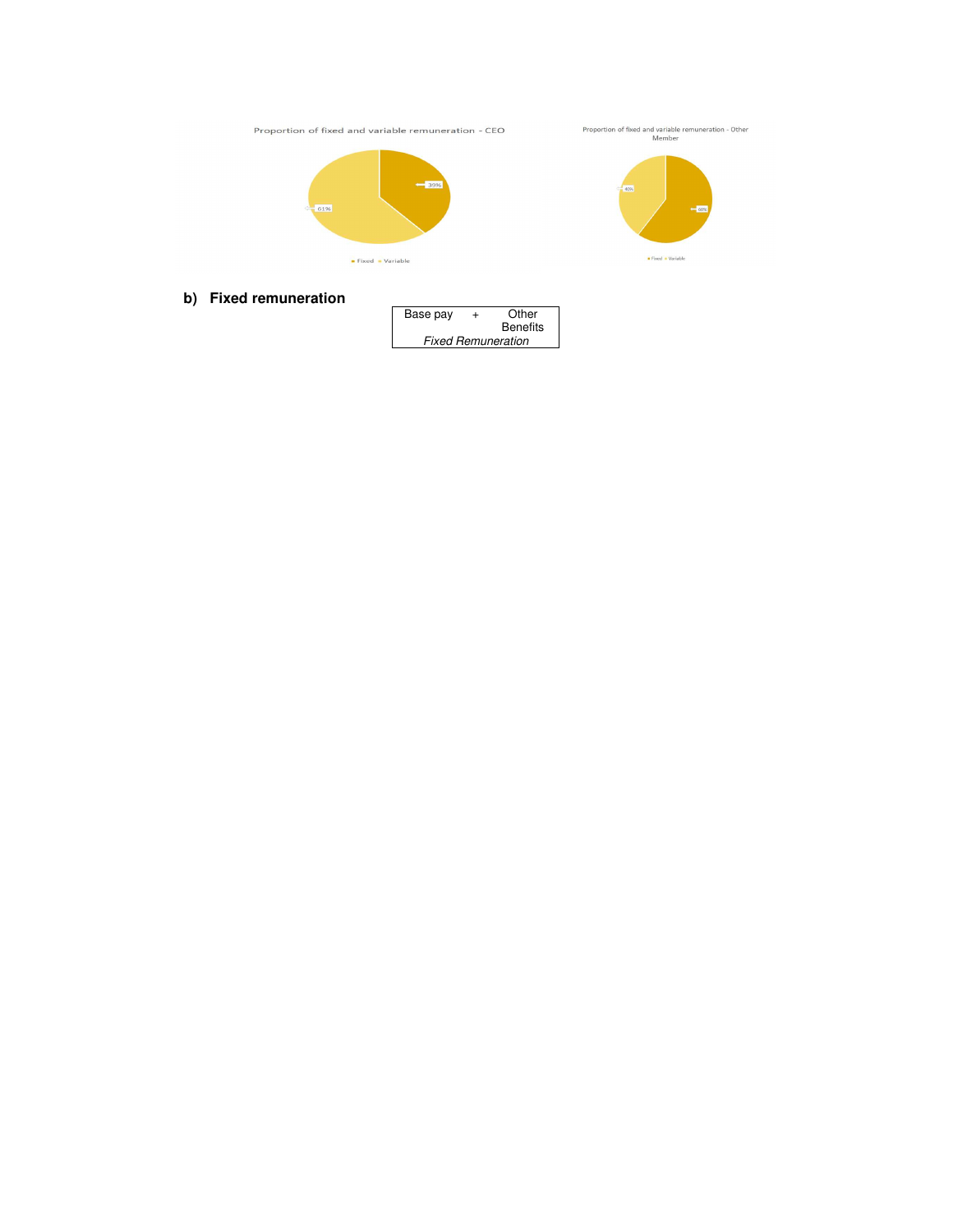Proportion of fixed and variable remuneration - CEO

- Fixed: 39%
- Variable: 61%

Proportion of fixed and variable remuneration - Other Member

- Fixed: 60%
- Variable: 40%

## b) Fixed remuneration

| Base pay | + | Other Benefits |
|---|---|---|
| *Fixed Remuneration* | | |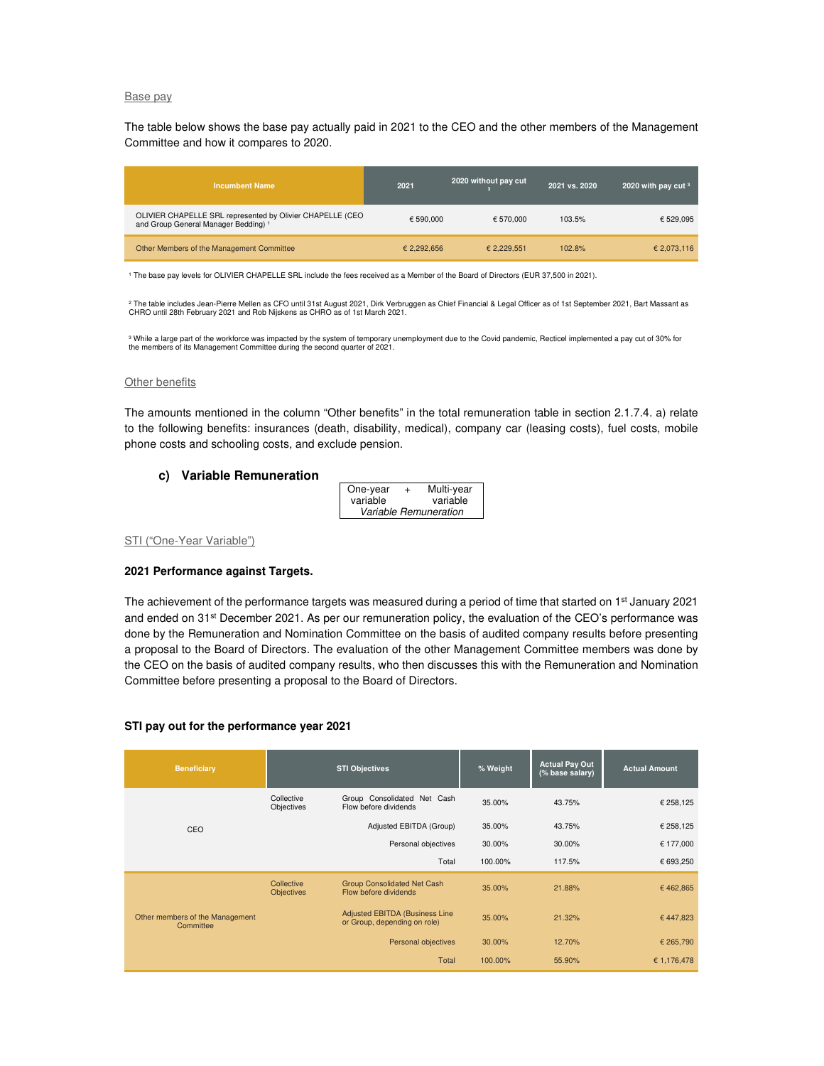Base pay

The table below shows the base pay actually paid in 2021 to the CEO and the other members of the Management Committee and how it compares to 2020.

| Incumbent Name | 2021 | 2020 without pay cut [3] | 2021 vs. 2020 | 2020 with pay cut [3] |
|---|---|---|---|---|
| OLIVIER CHAPELLE SRL represented by Olivier CHAPELLE (CEO and Group General Manager Bedding) [1] | € 590,000 | € 570,000 | 103.5% | € 529,095 |
| Other Members of the Management Committee | € 2,292,656 | € 2,229,551 | 102.8% | € 2,073,116 |

[1] The base pay levels for OLIVIER CHAPELLE SRL include the fees received as a Member of the Board of Directors (EUR 37,500 in 2021).

[2] The table includes Jean-Pierre Mellen as CFO until 31st August 2021, Dirk Verbruggen as Chief Financial & Legal Officer as of 1st September 2021, Bart Massant as CHRO until 28th February 2021 and Rob Nijskens as CHRO as of 1st March 2021.

[3] While a large part of the workforce was impacted by the system of temporary unemployment due to the Covid pandemic, Recticel implemented a pay cut of 30% for the members of its Management Committee during the second quarter of 2021.

Other benefits

The amounts mentioned in the column "Other benefits" in the total remuneration table in section 2.1.7.4. a) relate to the following benefits: insurances (death, disability, medical), company car (leasing costs), fuel costs, mobile phone costs and schooling costs, and exclude pension.

### c) Variable Remuneration

| One-year variable | + | Multi-year variable |
|---|---|---|
| *Variable Remuneration* | | |

STI ("One-Year Variable")

**2021 Performance against Targets.**

The achievement of the performance targets was measured during a period of time that started on 1st January 2021 and ended on 31st December 2021. As per our remuneration policy, the evaluation of the CEO's performance was done by the Remuneration and Nomination Committee on the basis of audited company results before presenting a proposal to the Board of Directors. The evaluation of the other Management Committee members was done by the CEO on the basis of audited company results, who then discusses this with the Remuneration and Nomination Committee before presenting a proposal to the Board of Directors.

**STI pay out for the performance year 2021**

| Beneficiary | STI Objectives | | % Weight | Actual Pay Out (% base salary) | Actual Amount |
|---|---|---|---|---|---|
| CEO | Collective Objectives | Group Consolidated Net Cash Flow before dividends | 35.00% | 43.75% | € 258,125 |
| | | Adjusted EBITDA (Group) | 35.00% | 43.75% | € 258,125 |
| | | Personal objectives | 30.00% | 30.00% | € 177,000 |
| | | Total | 100.00% | 117.5% | € 693,250 |
| Other members of the Management Committee | Collective Objectives | Group Consolidated Net Cash Flow before dividends | 35.00% | 21.88% | € 462,865 |
| | | Adjusted EBITDA (Business Line or Group, depending on role) | 35.00% | 21.32% | € 447,823 |
| | | Personal objectives | 30.00% | 12.70% | € 265,790 |
| | | Total | 100.00% | 55.90% | € 1,176,478 |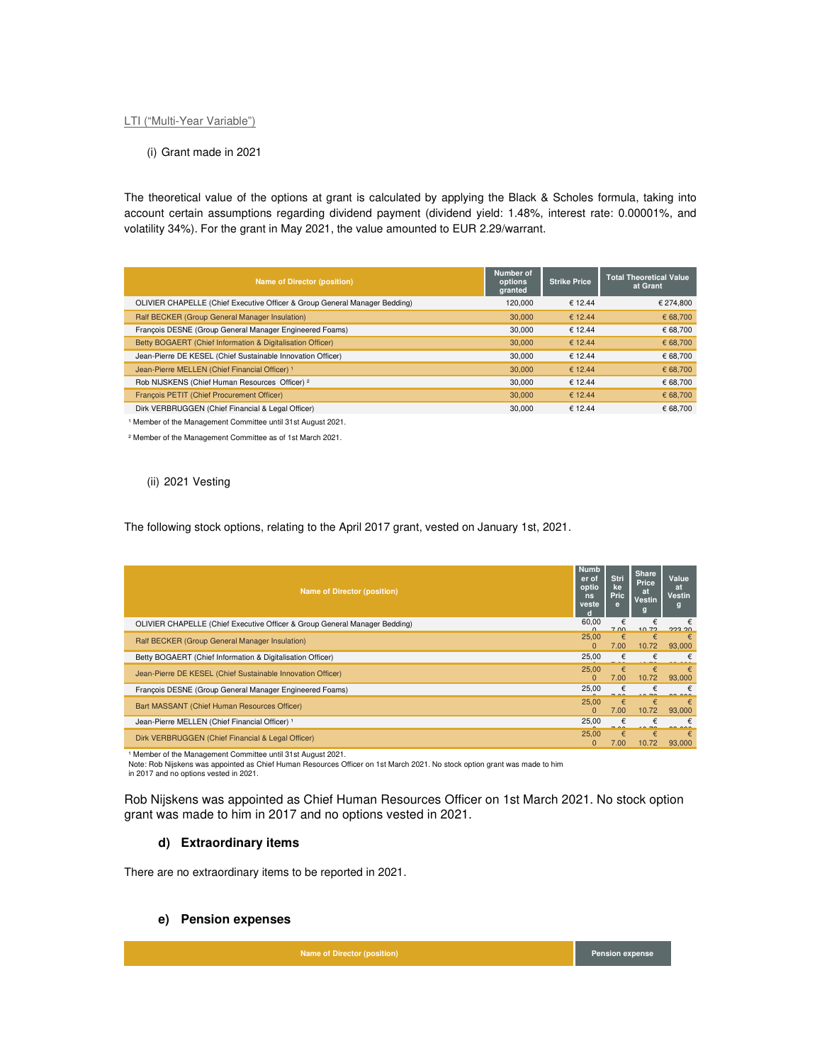LTI ("Multi-Year Variable")

(i) Grant made in 2021

The theoretical value of the options at grant is calculated by applying the Black & Scholes formula, taking into account certain assumptions regarding dividend payment (dividend yield: 1.48%, interest rate: 0.00001%, and volatility 34%). For the grant in May 2021, the value amounted to EUR 2.29/warrant.

| Name of Director (position) | Number of options granted | Strike Price | Total Theoretical Value at Grant |
|---|---|---|---|
| OLIVIER CHAPELLE (Chief Executive Officer & Group General Manager Bedding) | 120,000 | € 12.44 | € 274,800 |
| Ralf BECKER (Group General Manager Insulation) | 30,000 | € 12.44 | € 68,700 |
| François DESNE (Group General Manager Engineered Foams) | 30,000 | € 12.44 | € 68,700 |
| Betty BOGAERT (Chief Information & Digitalisation Officer) | 30,000 | € 12.44 | € 68,700 |
| Jean-Pierre DE KESEL (Chief Sustainable Innovation Officer) | 30,000 | € 12.44 | € 68,700 |
| Jean-Pierre MELLEN (Chief Financial Officer) [1] | 30,000 | € 12.44 | € 68,700 |
| Rob NIJSKENS (Chief Human Resources Officer) [2] | 30,000 | € 12.44 | € 68,700 |
| François PETIT (Chief Procurement Officer) | 30,000 | € 12.44 | € 68,700 |
| Dirk VERBRUGGEN (Chief Financial & Legal Officer) | 30,000 | € 12.44 | € 68,700 |

[1] Member of the Management Committee until 31st August 2021.

[2] Member of the Management Committee as of 1st March 2021.

(ii) 2021 Vesting

The following stock options, relating to the April 2017 grant, vested on January 1st, 2021.

| Name of Director (position) | Number of options vested | Strike Price | Share Price at Vesting | Value at Vesting |
|---|---|---|---|---|
| OLIVIER CHAPELLE (Chief Executive Officer & Group General Manager Bedding) | 60,000 | € 7.00 | € 10.72 | € 223,200 |
| Ralf BECKER (Group General Manager Insulation) | 25,000 | € 7.00 | € 10.72 | € 93,000 |
| Betty BOGAERT (Chief Information & Digitalisation Officer) | 25,000 | € 7.00 | € 10.72 | € 93,000 |
| Jean-Pierre DE KESEL (Chief Sustainable Innovation Officer) | 25,000 | € 7.00 | € 10.72 | € 93,000 |
| François DESNE (Group General Manager Engineered Foams) | 25,000 | € 7.00 | € 10.72 | € 93,000 |
| Bart MASSANT (Chief Human Resources Officer) | 25,000 | € 7.00 | € 10.72 | € 93,000 |
| Jean-Pierre MELLEN (Chief Financial Officer) [1] | 25,000 | € 7.00 | € 10.72 | € 93,000 |
| Dirk VERBRUGGEN (Chief Financial & Legal Officer) | 25,000 | € 7.00 | € 10.72 | € 93,000 |

[1] Member of the Management Committee until 31st August 2021.
Note: Rob Nijskens was appointed as Chief Human Resources Officer on 1st March 2021. No stock option grant was made to him in 2017 and no options vested in 2021.

Rob Nijskens was appointed as Chief Human Resources Officer on 1st March 2021. No stock option grant was made to him in 2017 and no options vested in 2021.

### d) Extraordinary items

There are no extraordinary items to be reported in 2021.

### e) Pension expenses

| Name of Director (position) | Pension expense |
|---|---|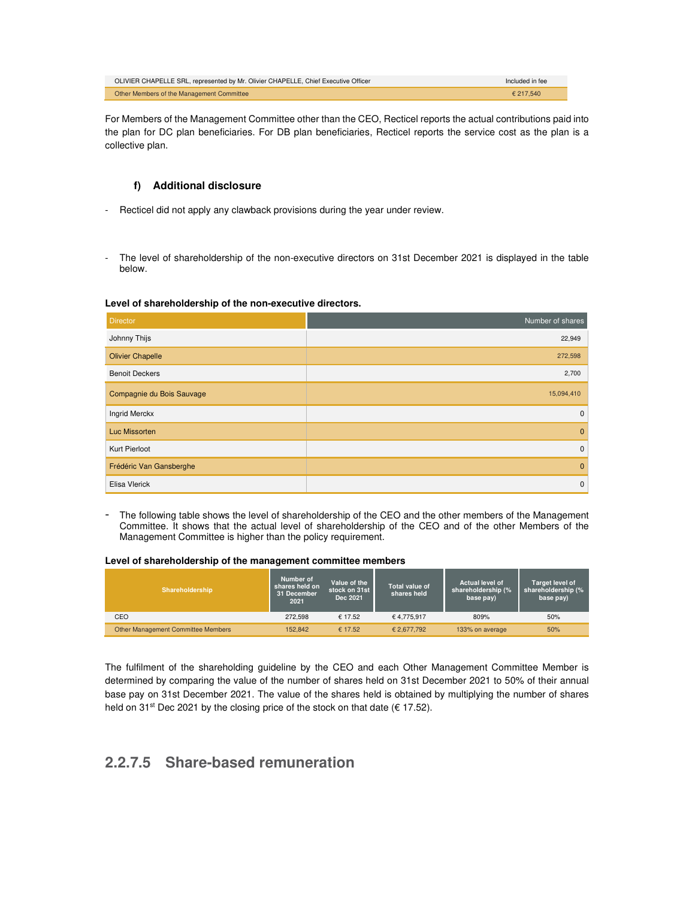| | |
|---|---|
| OLIVIER CHAPELLE SRL, represented by Mr. Olivier CHAPELLE, Chief Executive Officer | Included in fee |
| Other Members of the Management Committee | € 217,540 |

For Members of the Management Committee other than the CEO, Recticel reports the actual contributions paid into the plan for DC plan beneficiaries. For DB plan beneficiaries, Recticel reports the service cost as the plan is a collective plan.

#### f) Additional disclosure

- Recticel did not apply any clawback provisions during the year under review.

- The level of shareholdership of the non-executive directors on 31st December 2021 is displayed in the table below.

**Level of shareholdership of the non-executive directors.**

| Director | Number of shares |
|---|---|
| Johnny Thijs | 22,949 |
| Olivier Chapelle | 272,598 |
| Benoit Deckers | 2,700 |
| Compagnie du Bois Sauvage | 15,094,410 |
| Ingrid Merckx | 0 |
| Luc Missorten | 0 |
| Kurt Pierloot | 0 |
| Frédéric Van Gansberghe | 0 |
| Elisa Vlerick | 0 |

- The following table shows the level of shareholdership of the CEO and the other members of the Management Committee. It shows that the actual level of shareholdership of the CEO and of the other Members of the Management Committee is higher than the policy requirement.

**Level of shareholdership of the management committee members**

| Shareholdership | Number of shares held on 31 December 2021 | Value of the stock on 31st Dec 2021 | Total value of shares held | Actual level of shareholdership (% base pay) | Target level of shareholdership (% base pay) |
|---|---|---|---|---|---|
| CEO | 272,598 | € 17.52 | € 4,775,917 | 809% | 50% |
| Other Management Committee Members | 152,842 | € 17.52 | € 2,677,792 | 133% on average | 50% |

The fulfilment of the shareholding guideline by the CEO and each Other Management Committee Member is determined by comparing the value of the number of shares held on 31st December 2021 to 50% of their annual base pay on 31st December 2021. The value of the shares held is obtained by multiplying the number of shares held on 31st Dec 2021 by the closing price of the stock on that date (€ 17.52).

## 2.2.7.5 Share-based remuneration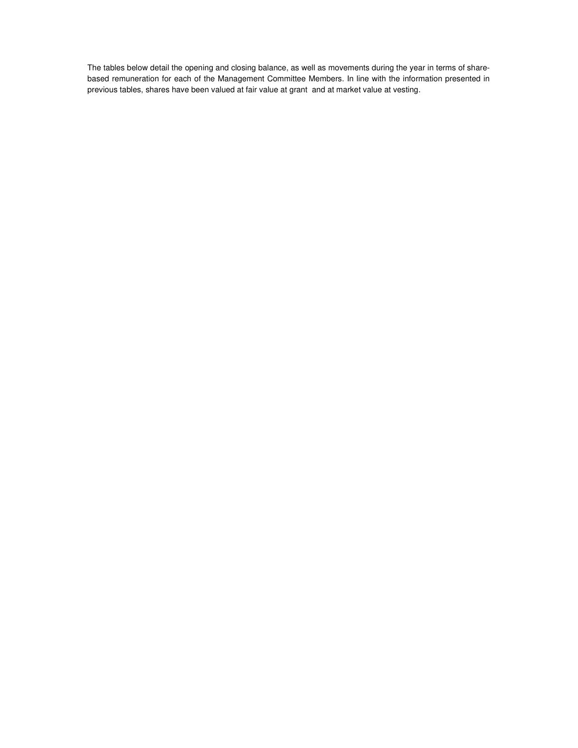The tables below detail the opening and closing balance, as well as movements during the year in terms of share-based remuneration for each of the Management Committee Members. In line with the information presented in previous tables, shares have been valued at fair value at grant and at market value at vesting.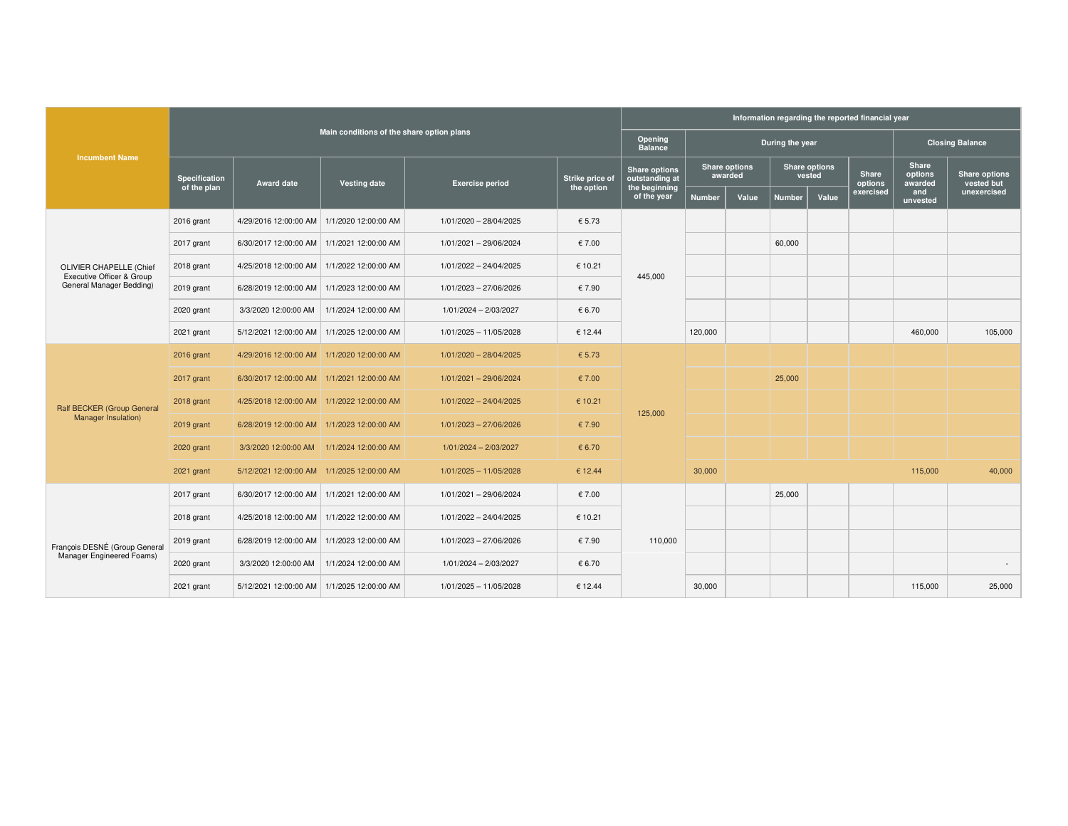| Incumbent Name | Main conditions of the share option plans | | | | | Information regarding the reported financial year | | | | | | | |
|---|---|---|---|---|---|---|---|---|---|---|---|---|---|
| | | | | | | Opening Balance | During the year | | | | | Closing Balance | |
| | Specification of the plan | Award date | Vesting date | Exercise period | Strike price of the option | Share options outstanding at the beginning of the year | Share options awarded | | Share options vested | | Share options exercised | Share options awarded and unvested | Share options vested but unexercised |
| | | | | | | | Number | Value | Number | Value | | | |
| OLIVIER CHAPELLE (Chief Executive Officer & Group General Manager Bedding) | 2016 grant | 4/29/2016 12:00:00 AM | 1/1/2020 12:00:00 AM | 1/01/2020 – 28/04/2025 | € 5.73 | 445,000 | | | | | | | |
| | 2017 grant | 6/30/2017 12:00:00 AM | 1/1/2021 12:00:00 AM | 1/01/2021 – 29/06/2024 | € 7.00 | | | | 60,000 | | | | |
| | 2018 grant | 4/25/2018 12:00:00 AM | 1/1/2022 12:00:00 AM | 1/01/2022 – 24/04/2025 | € 10.21 | | | | | | | | |
| | 2019 grant | 6/28/2019 12:00:00 AM | 1/1/2023 12:00:00 AM | 1/01/2023 – 27/06/2026 | € 7.90 | | | | | | | | |
| | 2020 grant | 3/3/2020 12:00:00 AM | 1/1/2024 12:00:00 AM | 1/01/2024 – 2/03/2027 | € 6.70 | | | | | | | | |
| | 2021 grant | 5/12/2021 12:00:00 AM | 1/1/2025 12:00:00 AM | 1/01/2025 – 11/05/2028 | € 12.44 | | 120,000 | | | | | 460,000 | 105,000 |
| Ralf BECKER (Group General Manager Insulation) | 2016 grant | 4/29/2016 12:00:00 AM | 1/1/2020 12:00:00 AM | 1/01/2020 – 28/04/2025 | € 5.73 | 125,000 | | | | | | | |
| | 2017 grant | 6/30/2017 12:00:00 AM | 1/1/2021 12:00:00 AM | 1/01/2021 – 29/06/2024 | € 7.00 | | | | 25,000 | | | | |
| | 2018 grant | 4/25/2018 12:00:00 AM | 1/1/2022 12:00:00 AM | 1/01/2022 – 24/04/2025 | € 10.21 | | | | | | | | |
| | 2019 grant | 6/28/2019 12:00:00 AM | 1/1/2023 12:00:00 AM | 1/01/2023 – 27/06/2026 | € 7.90 | | | | | | | | |
| | 2020 grant | 3/3/2020 12:00:00 AM | 1/1/2024 12:00:00 AM | 1/01/2024 – 2/03/2027 | € 6.70 | | | | | | | | |
| | 2021 grant | 5/12/2021 12:00:00 AM | 1/1/2025 12:00:00 AM | 1/01/2025 – 11/05/2028 | € 12.44 | | 30,000 | | | | | 115,000 | 40,000 |
| François DESNÉ (Group General Manager Engineered Foams) | 2017 grant | 6/30/2017 12:00:00 AM | 1/1/2021 12:00:00 AM | 1/01/2021 – 29/06/2024 | € 7.00 | 110,000 | | | 25,000 | | | | |
| | 2018 grant | 4/25/2018 12:00:00 AM | 1/1/2022 12:00:00 AM | 1/01/2022 – 24/04/2025 | € 10.21 | | | | | | | | |
| | 2019 grant | 6/28/2019 12:00:00 AM | 1/1/2023 12:00:00 AM | 1/01/2023 – 27/06/2026 | € 7.90 | | | | | | | | |
| | 2020 grant | 3/3/2020 12:00:00 AM | 1/1/2024 12:00:00 AM | 1/01/2024 – 2/03/2027 | € 6.70 | | | | | | | | - |
| | 2021 grant | 5/12/2021 12:00:00 AM | 1/1/2025 12:00:00 AM | 1/01/2025 – 11/05/2028 | € 12.44 | | 30,000 | | | | | 115,000 | 25,000 |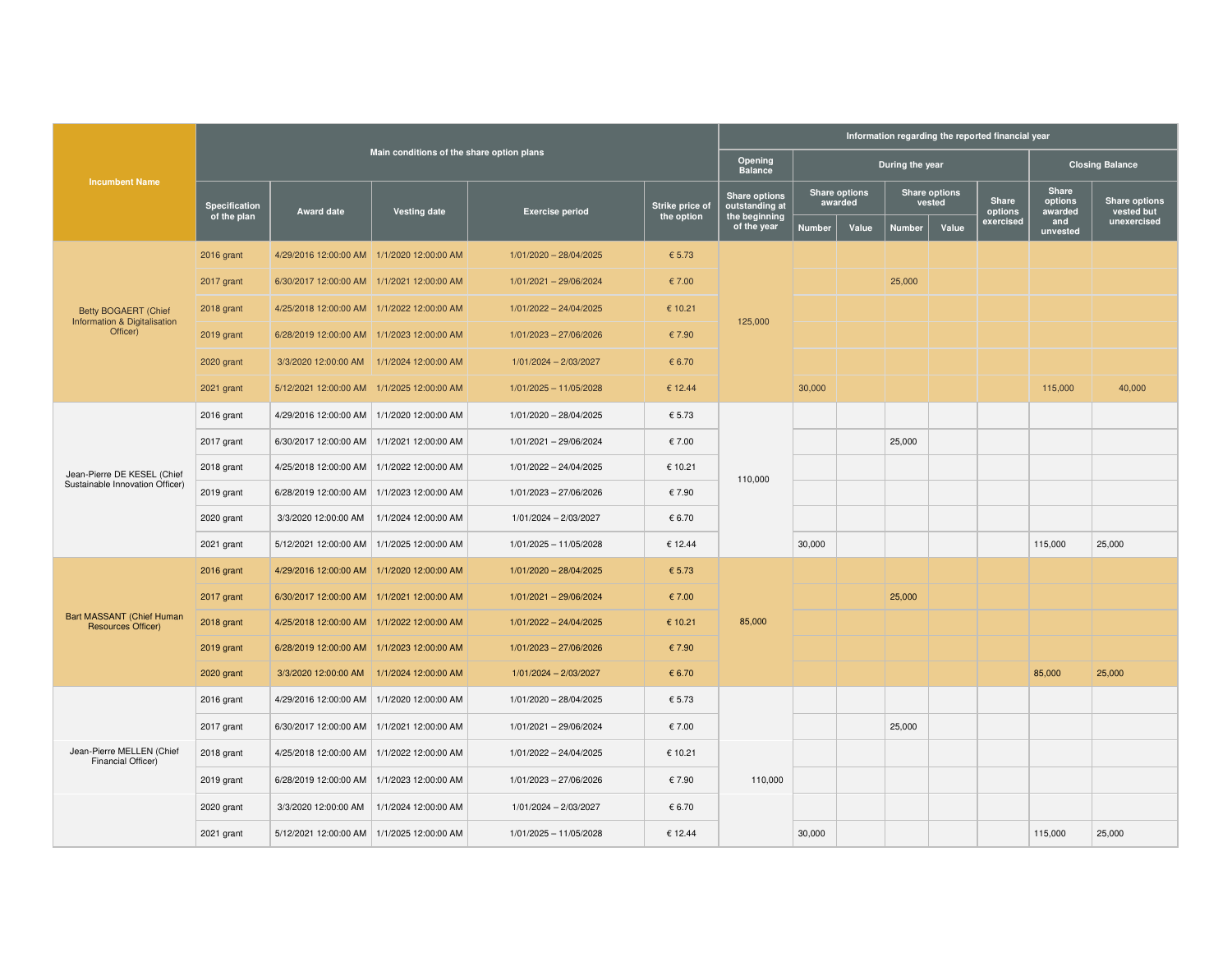| Incumbent Name | Main conditions of the share option plans | | | | | Information regarding the reported financial year | | | | | | | |
|---|---|---|---|---|---|---|---|---|---|---|---|---|---|
| | | | | | | Opening Balance | During the year | | | | | Closing Balance | |
| | Specification of the plan | Award date | Vesting date | Exercise period | Strike price of the option | Share options outstanding at the beginning of the year | Share options awarded | | Share options vested | | Share options exercised | Share options awarded and unvested | Share options vested but unexercised |
| | | | | | | | Number | Value | Number | Value | | | |
| Betty BOGAERT (Chief Information & Digitalisation Officer) | 2016 grant | 4/29/2016 12:00:00 AM | 1/1/2020 12:00:00 AM | 1/01/2020 – 28/04/2025 | € 5.73 | 125,000 | | | | | | | |
| | 2017 grant | 6/30/2017 12:00:00 AM | 1/1/2021 12:00:00 AM | 1/01/2021 – 29/06/2024 | € 7.00 | | | | 25,000 | | | | |
| | 2018 grant | 4/25/2018 12:00:00 AM | 1/1/2022 12:00:00 AM | 1/01/2022 – 24/04/2025 | € 10.21 | | | | | | | | |
| | 2019 grant | 6/28/2019 12:00:00 AM | 1/1/2023 12:00:00 AM | 1/01/2023 – 27/06/2026 | € 7.90 | | | | | | | | |
| | 2020 grant | 3/3/2020 12:00:00 AM | 1/1/2024 12:00:00 AM | 1/01/2024 – 2/03/2027 | € 6.70 | | | | | | | | |
| | 2021 grant | 5/12/2021 12:00:00 AM | 1/1/2025 12:00:00 AM | 1/01/2025 – 11/05/2028 | € 12.44 | | 30,000 | | | | | 115,000 | 40,000 |
| Jean-Pierre DE KESEL (Chief Sustainable Innovation Officer) | 2016 grant | 4/29/2016 12:00:00 AM | 1/1/2020 12:00:00 AM | 1/01/2020 – 28/04/2025 | € 5.73 | 110,000 | | | | | | | |
| | 2017 grant | 6/30/2017 12:00:00 AM | 1/1/2021 12:00:00 AM | 1/01/2021 – 29/06/2024 | € 7.00 | | | | 25,000 | | | | |
| | 2018 grant | 4/25/2018 12:00:00 AM | 1/1/2022 12:00:00 AM | 1/01/2022 – 24/04/2025 | € 10.21 | | | | | | | | |
| | 2019 grant | 6/28/2019 12:00:00 AM | 1/1/2023 12:00:00 AM | 1/01/2023 – 27/06/2026 | € 7.90 | | | | | | | | |
| | 2020 grant | 3/3/2020 12:00:00 AM | 1/1/2024 12:00:00 AM | 1/01/2024 – 2/03/2027 | € 6.70 | | | | | | | | |
| | 2021 grant | 5/12/2021 12:00:00 AM | 1/1/2025 12:00:00 AM | 1/01/2025 – 11/05/2028 | € 12.44 | | 30,000 | | | | | 115,000 | 25,000 |
| Bart MASSANT (Chief Human Resources Officer) | 2016 grant | 4/29/2016 12:00:00 AM | 1/1/2020 12:00:00 AM | 1/01/2020 – 28/04/2025 | € 5.73 | 85,000 | | | | | | | |
| | 2017 grant | 6/30/2017 12:00:00 AM | 1/1/2021 12:00:00 AM | 1/01/2021 – 29/06/2024 | € 7.00 | | | | 25,000 | | | | |
| | 2018 grant | 4/25/2018 12:00:00 AM | 1/1/2022 12:00:00 AM | 1/01/2022 – 24/04/2025 | € 10.21 | | | | | | | | |
| | 2019 grant | 6/28/2019 12:00:00 AM | 1/1/2023 12:00:00 AM | 1/01/2023 – 27/06/2026 | € 7.90 | | | | | | | | |
| | 2020 grant | 3/3/2020 12:00:00 AM | 1/1/2024 12:00:00 AM | 1/01/2024 – 2/03/2027 | € 6.70 | | | | | | | 85,000 | 25,000 |
| Jean-Pierre MELLEN (Chief Financial Officer) | 2016 grant | 4/29/2016 12:00:00 AM | 1/1/2020 12:00:00 AM | 1/01/2020 – 28/04/2025 | € 5.73 | 110,000 | | | | | | | |
| | 2017 grant | 6/30/2017 12:00:00 AM | 1/1/2021 12:00:00 AM | 1/01/2021 – 29/06/2024 | € 7.00 | | | | 25,000 | | | | |
| | 2018 grant | 4/25/2018 12:00:00 AM | 1/1/2022 12:00:00 AM | 1/01/2022 – 24/04/2025 | € 10.21 | | | | | | | | |
| | 2019 grant | 6/28/2019 12:00:00 AM | 1/1/2023 12:00:00 AM | 1/01/2023 – 27/06/2026 | € 7.90 | | | | | | | | |
| | 2020 grant | 3/3/2020 12:00:00 AM | 1/1/2024 12:00:00 AM | 1/01/2024 – 2/03/2027 | € 6.70 | | | | | | | | |
| | 2021 grant | 5/12/2021 12:00:00 AM | 1/1/2025 12:00:00 AM | 1/01/2025 – 11/05/2028 | € 12.44 | | 30,000 | | | | | 115,000 | 25,000 |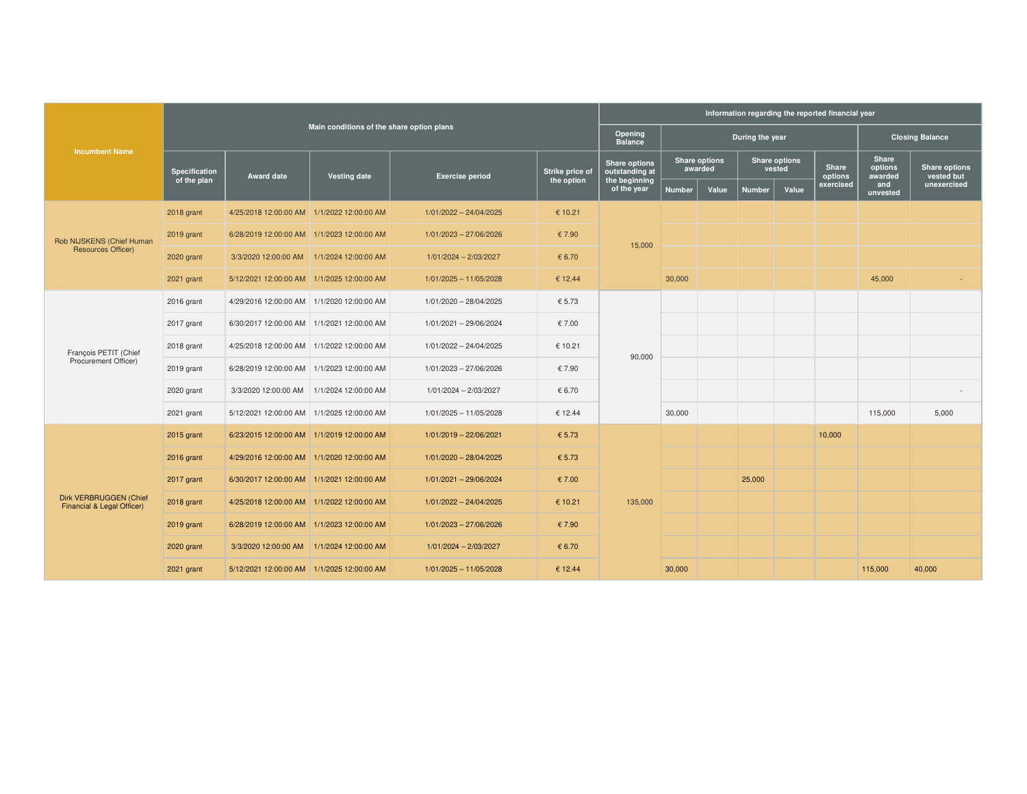| Incumbent Name | Main conditions of the share option plans | | | | | Information regarding the reported financial year | | | | | | | |
|---|---|---|---|---|---|---|---|---|---|---|---|---|---|
| | | | | | | Opening Balance | During the year | | | | | Closing Balance | |
| | Specification of the plan | Award date | Vesting date | Exercise period | Strike price of the option | Share options outstanding at the beginning of the year | Share options awarded | | Share options vested | | Share options exercised | Share options awarded and unvested | Share options vested but unexercised |
| | | | | | | | Number | Value | Number | Value | | | |
| Rob NIJSKENS (Chief Human Resources Officer) | 2018 grant | 4/25/2018 12:00:00 AM | 1/1/2022 12:00:00 AM | 1/01/2022 – 24/04/2025 | € 10.21 | 15,000 | | | | | | | |
| | 2019 grant | 6/28/2019 12:00:00 AM | 1/1/2023 12:00:00 AM | 1/01/2023 – 27/06/2026 | € 7.90 | | | | | | | | |
| | 2020 grant | 3/3/2020 12:00:00 AM | 1/1/2024 12:00:00 AM | 1/01/2024 – 2/03/2027 | € 6.70 | | | | | | | | |
| | 2021 grant | 5/12/2021 12:00:00 AM | 1/1/2025 12:00:00 AM | 1/01/2025 – 11/05/2028 | € 12.44 | | 30,000 | | | | | 45,000 | - |
| François PETIT (Chief Procurement Officer) | 2016 grant | 4/29/2016 12:00:00 AM | 1/1/2020 12:00:00 AM | 1/01/2020 – 28/04/2025 | € 5.73 | 90,000 | | | | | | | |
| | 2017 grant | 6/30/2017 12:00:00 AM | 1/1/2021 12:00:00 AM | 1/01/2021 – 29/06/2024 | € 7.00 | | | | | | | | |
| | 2018 grant | 4/25/2018 12:00:00 AM | 1/1/2022 12:00:00 AM | 1/01/2022 – 24/04/2025 | € 10.21 | | | | | | | | |
| | 2019 grant | 6/28/2019 12:00:00 AM | 1/1/2023 12:00:00 AM | 1/01/2023 – 27/06/2026 | € 7.90 | | | | | | | | |
| | 2020 grant | 3/3/2020 12:00:00 AM | 1/1/2024 12:00:00 AM | 1/01/2024 – 2/03/2027 | € 6.70 | | | | | | | | - |
| | 2021 grant | 5/12/2021 12:00:00 AM | 1/1/2025 12:00:00 AM | 1/01/2025 – 11/05/2028 | € 12.44 | | 30,000 | | | | | 115,000 | 5,000 |
| Dirk VERBRUGGEN (Chief Financial & Legal Officer) | 2015 grant | 6/23/2015 12:00:00 AM | 1/1/2019 12:00:00 AM | 1/01/2019 – 22/06/2021 | € 5.73 | 135,000 | | | | | 10,000 | | |
| | 2016 grant | 4/29/2016 12:00:00 AM | 1/1/2020 12:00:00 AM | 1/01/2020 – 28/04/2025 | € 5.73 | | | | | | | | |
| | 2017 grant | 6/30/2017 12:00:00 AM | 1/1/2021 12:00:00 AM | 1/01/2021 – 29/06/2024 | € 7.00 | | | | 25,000 | | | | |
| | 2018 grant | 4/25/2018 12:00:00 AM | 1/1/2022 12:00:00 AM | 1/01/2022 – 24/04/2025 | € 10.21 | | | | | | | | |
| | 2019 grant | 6/28/2019 12:00:00 AM | 1/1/2023 12:00:00 AM | 1/01/2023 – 27/06/2026 | € 7.90 | | | | | | | | |
| | 2020 grant | 3/3/2020 12:00:00 AM | 1/1/2024 12:00:00 AM | 1/01/2024 – 2/03/2027 | € 6.70 | | | | | | | | |
| | 2021 grant | 5/12/2021 12:00:00 AM | 1/1/2025 12:00:00 AM | 1/01/2025 – 11/05/2028 | € 12.44 | | 30,000 | | | | | 115,000 | 40,000 |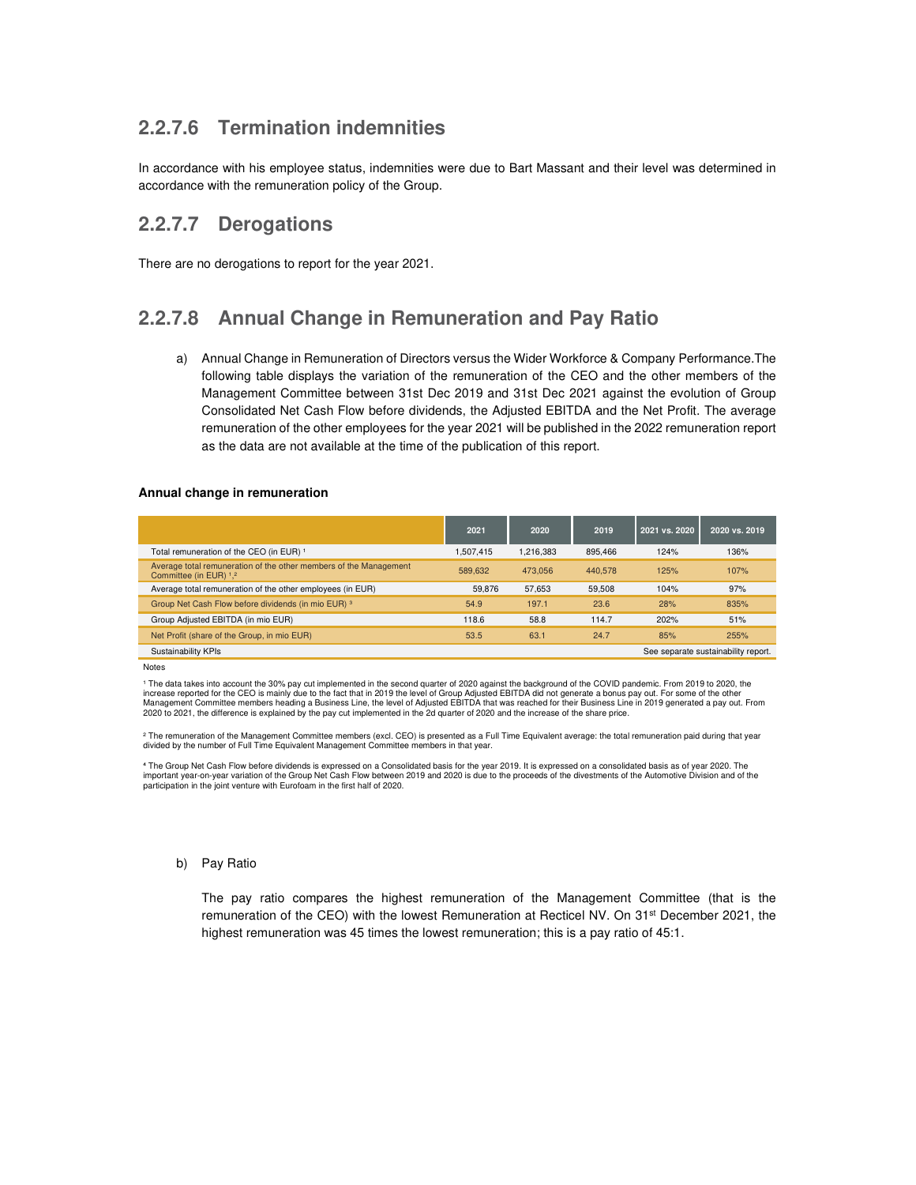## 2.2.7.6 Termination indemnities

In accordance with his employee status, indemnities were due to Bart Massant and their level was determined in accordance with the remuneration policy of the Group.

## 2.2.7.7 Derogations

There are no derogations to report for the year 2021.

## 2.2.7.8 Annual Change in Remuneration and Pay Ratio

a) Annual Change in Remuneration of Directors versus the Wider Workforce & Company Performance.The following table displays the variation of the remuneration of the CEO and the other members of the Management Committee between 31st Dec 2019 and 31st Dec 2021 against the evolution of Group Consolidated Net Cash Flow before dividends, the Adjusted EBITDA and the Net Profit. The average remuneration of the other employees for the year 2021 will be published in the 2022 remuneration report as the data are not available at the time of the publication of this report.

**Annual change in remuneration**

| | 2021 | 2020 | 2019 | 2021 vs. 2020 | 2020 vs. 2019 |
|---|---|---|---|---|---|
| Total remuneration of the CEO (in EUR) [1] | 1,507,415 | 1,216,383 | 895,466 | 124% | 136% |
| Average total remuneration of the other members of the Management Committee (in EUR) [1,2] | 589,632 | 473,056 | 440,578 | 125% | 107% |
| Average total remuneration of the other employees (in EUR) | 59,876 | 57,653 | 59,508 | 104% | 97% |
| Group Net Cash Flow before dividends (in mio EUR) [3] | 54.9 | 197.1 | 23.6 | 28% | 835% |
| Group Adjusted EBITDA (in mio EUR) | 118.6 | 58.8 | 114.7 | 202% | 51% |
| Net Profit (share of the Group, in mio EUR) | 53.5 | 63.1 | 24.7 | 85% | 255% |
| Sustainability KPIs | | | | See separate sustainability report. | |

Notes

[1] The data takes into account the 30% pay cut implemented in the second quarter of 2020 against the background of the COVID pandemic. From 2019 to 2020, the increase reported for the CEO is mainly due to the fact that in 2019 the level of Group Adjusted EBITDA did not generate a bonus pay out. For some of the other Management Committee members heading a Business Line, the level of Adjusted EBITDA that was reached for their Business Line in 2019 generated a pay out. From 2020 to 2021, the difference is explained by the pay cut implemented in the 2d quarter of 2020 and the increase of the share price.

[2] The remuneration of the Management Committee members (excl. CEO) is presented as a Full Time Equivalent average: the total remuneration paid during that year divided by the number of Full Time Equivalent Management Committee members in that year.

[4] The Group Net Cash Flow before dividends is expressed on a Consolidated basis for the year 2019. It is expressed on a consolidated basis as of year 2020. The important year-on-year variation of the Group Net Cash Flow between 2019 and 2020 is due to the proceeds of the divestments of the Automotive Division and of the participation in the joint venture with Eurofoam in the first half of 2020.

b) Pay Ratio

The pay ratio compares the highest remuneration of the Management Committee (that is the remuneration of the CEO) with the lowest Remuneration at Recticel NV. On 31st December 2021, the highest remuneration was 45 times the lowest remuneration; this is a pay ratio of 45:1.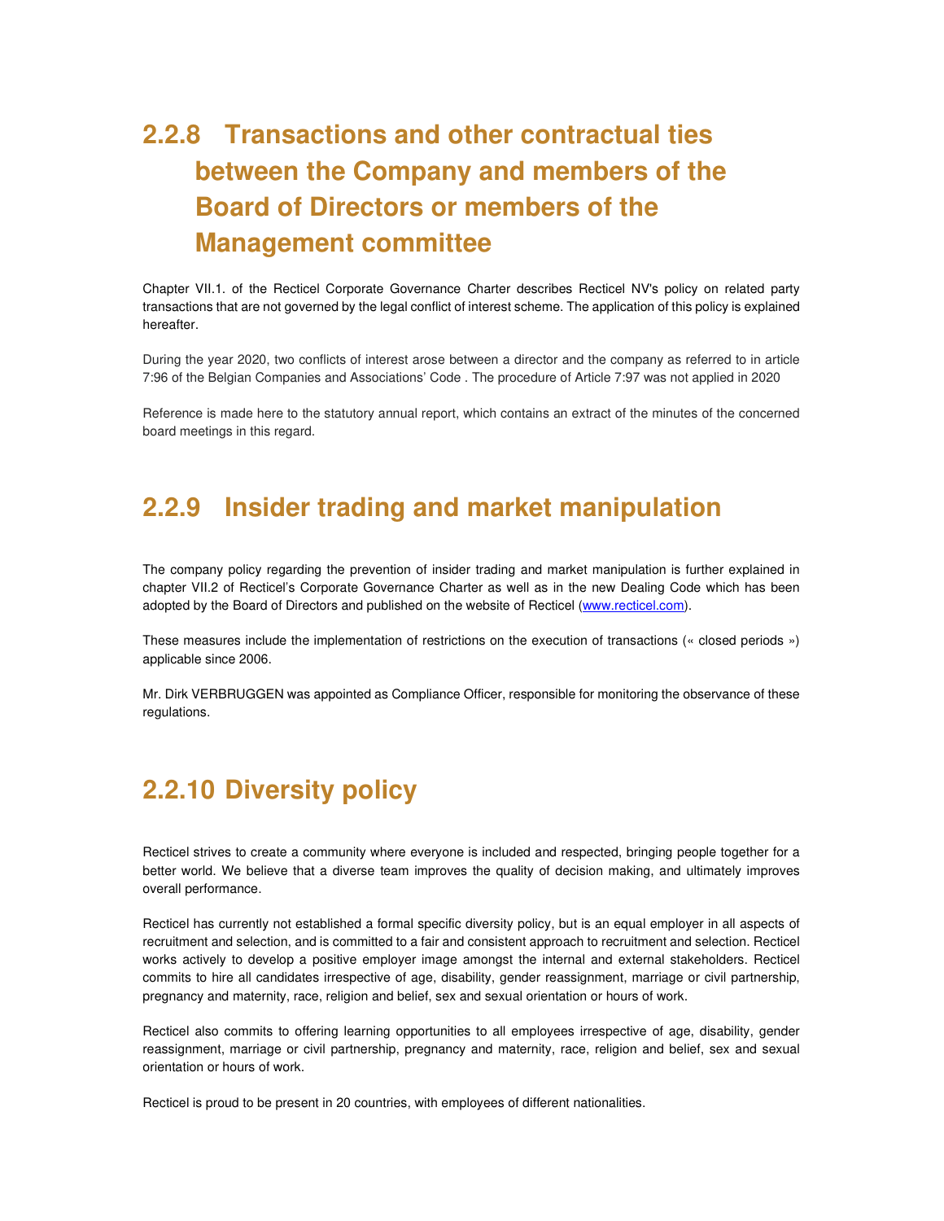## 2.2.8 Transactions and other contractual ties between the Company and members of the Board of Directors or members of the Management committee

Chapter VII.1. of the Recticel Corporate Governance Charter describes Recticel NV's policy on related party transactions that are not governed by the legal conflict of interest scheme. The application of this policy is explained hereafter.

During the year 2020, two conflicts of interest arose between a director and the company as referred to in article 7:96 of the Belgian Companies and Associations' Code . The procedure of Article 7:97 was not applied in 2020

Reference is made here to the statutory annual report, which contains an extract of the minutes of the concerned board meetings in this regard.

## 2.2.9 Insider trading and market manipulation

The company policy regarding the prevention of insider trading and market manipulation is further explained in chapter VII.2 of Recticel's Corporate Governance Charter as well as in the new Dealing Code which has been adopted by the Board of Directors and published on the website of Recticel (www.recticel.com).

These measures include the implementation of restrictions on the execution of transactions (« closed periods ») applicable since 2006.

Mr. Dirk VERBRUGGEN was appointed as Compliance Officer, responsible for monitoring the observance of these regulations.

## 2.2.10 Diversity policy

Recticel strives to create a community where everyone is included and respected, bringing people together for a better world. We believe that a diverse team improves the quality of decision making, and ultimately improves overall performance.

Recticel has currently not established a formal specific diversity policy, but is an equal employer in all aspects of recruitment and selection, and is committed to a fair and consistent approach to recruitment and selection. Recticel works actively to develop a positive employer image amongst the internal and external stakeholders. Recticel commits to hire all candidates irrespective of age, disability, gender reassignment, marriage or civil partnership, pregnancy and maternity, race, religion and belief, sex and sexual orientation or hours of work.

Recticel also commits to offering learning opportunities to all employees irrespective of age, disability, gender reassignment, marriage or civil partnership, pregnancy and maternity, race, religion and belief, sex and sexual orientation or hours of work.

Recticel is proud to be present in 20 countries, with employees of different nationalities.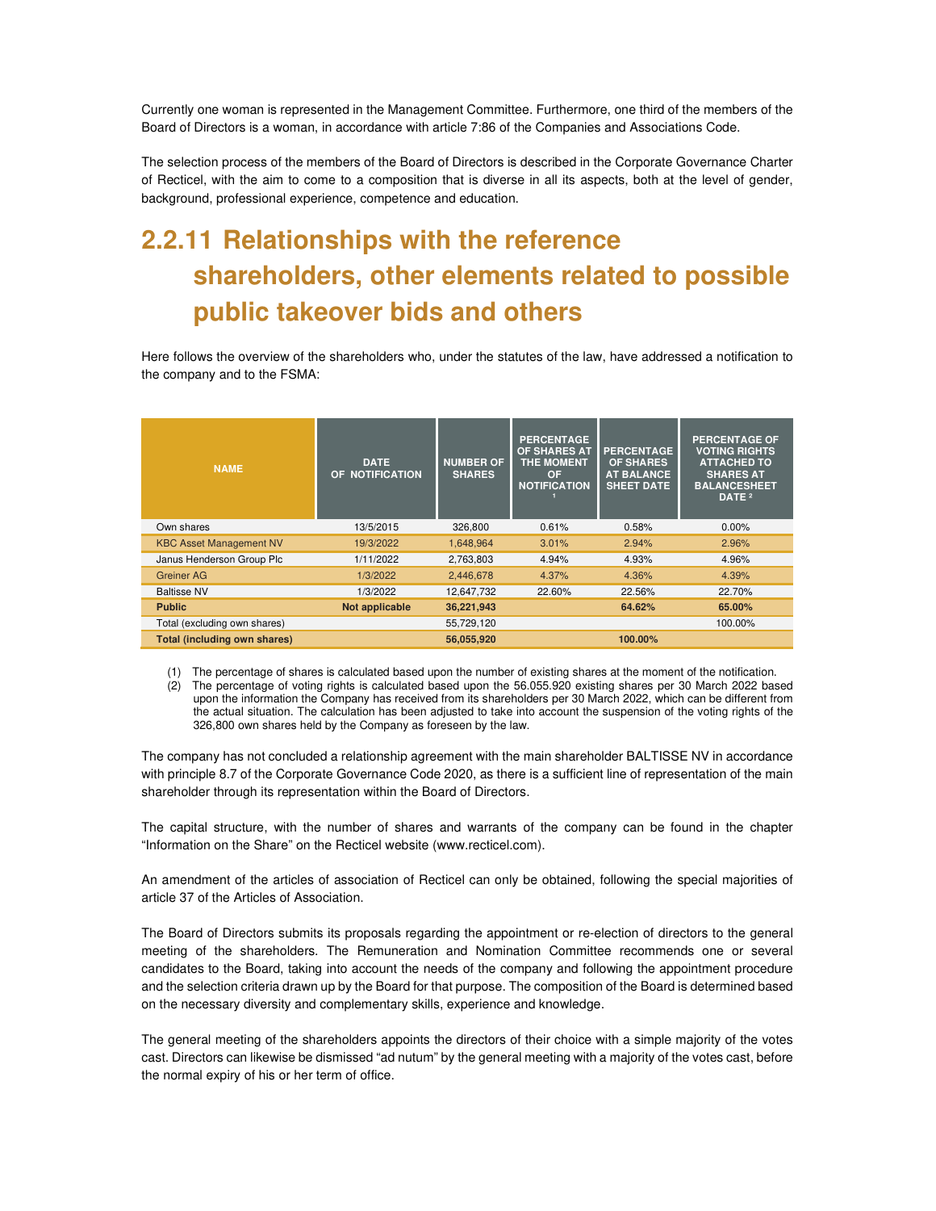Currently one woman is represented in the Management Committee. Furthermore, one third of the members of the Board of Directors is a woman, in accordance with article 7:86 of the Companies and Associations Code.

The selection process of the members of the Board of Directors is described in the Corporate Governance Charter of Recticel, with the aim to come to a composition that is diverse in all its aspects, both at the level of gender, background, professional experience, competence and education.

## 2.2.11 Relationships with the reference shareholders, other elements related to possible public takeover bids and others

Here follows the overview of the shareholders who, under the statutes of the law, have addressed a notification to the company and to the FSMA:

| NAME | DATE OF NOTIFICATION | NUMBER OF SHARES | PERCENTAGE OF SHARES AT THE MOMENT OF NOTIFICATION [1] | PERCENTAGE OF SHARES AT BALANCE SHEET DATE | PERCENTAGE OF VOTING RIGHTS ATTACHED TO SHARES AT BALANCESHEET DATE [2] |
|---|---|---|---|---|---|
| Own shares | 13/5/2015 | 326,800 | 0.61% | 0.58% | 0.00% |
| KBC Asset Management NV | 19/3/2022 | 1,648,964 | 3.01% | 2.94% | 2.96% |
| Janus Henderson Group Plc | 1/11/2022 | 2,763,803 | 4.94% | 4.93% | 4.96% |
| Greiner AG | 1/3/2022 | 2,446,678 | 4.37% | 4.36% | 4.39% |
| Baltisse NV | 1/3/2022 | 12,647,732 | 22.60% | 22.56% | 22.70% |
| **Public** | **Not applicable** | **36,221,943** | | **64.62%** | **65.00%** |
| Total (excluding own shares) | | 55,729,120 | | | 100.00% |
| **Total (including own shares)** | | **56,055,920** | | **100.00%** | |

(1) The percentage of shares is calculated based upon the number of existing shares at the moment of the notification.
(2) The percentage of voting rights is calculated based upon the 56.055.920 existing shares per 30 March 2022 based upon the information the Company has received from its shareholders per 30 March 2022, which can be different from the actual situation. The calculation has been adjusted to take into account the suspension of the voting rights of the 326,800 own shares held by the Company as foreseen by the law.

The company has not concluded a relationship agreement with the main shareholder BALTISSE NV in accordance with principle 8.7 of the Corporate Governance Code 2020, as there is a sufficient line of representation of the main shareholder through its representation within the Board of Directors.

The capital structure, with the number of shares and warrants of the company can be found in the chapter "Information on the Share" on the Recticel website (www.recticel.com).

An amendment of the articles of association of Recticel can only be obtained, following the special majorities of article 37 of the Articles of Association.

The Board of Directors submits its proposals regarding the appointment or re-election of directors to the general meeting of the shareholders. The Remuneration and Nomination Committee recommends one or several candidates to the Board, taking into account the needs of the company and following the appointment procedure and the selection criteria drawn up by the Board for that purpose. The composition of the Board is determined based on the necessary diversity and complementary skills, experience and knowledge.

The general meeting of the shareholders appoints the directors of their choice with a simple majority of the votes cast. Directors can likewise be dismissed "ad nutum" by the general meeting with a majority of the votes cast, before the normal expiry of his or her term of office.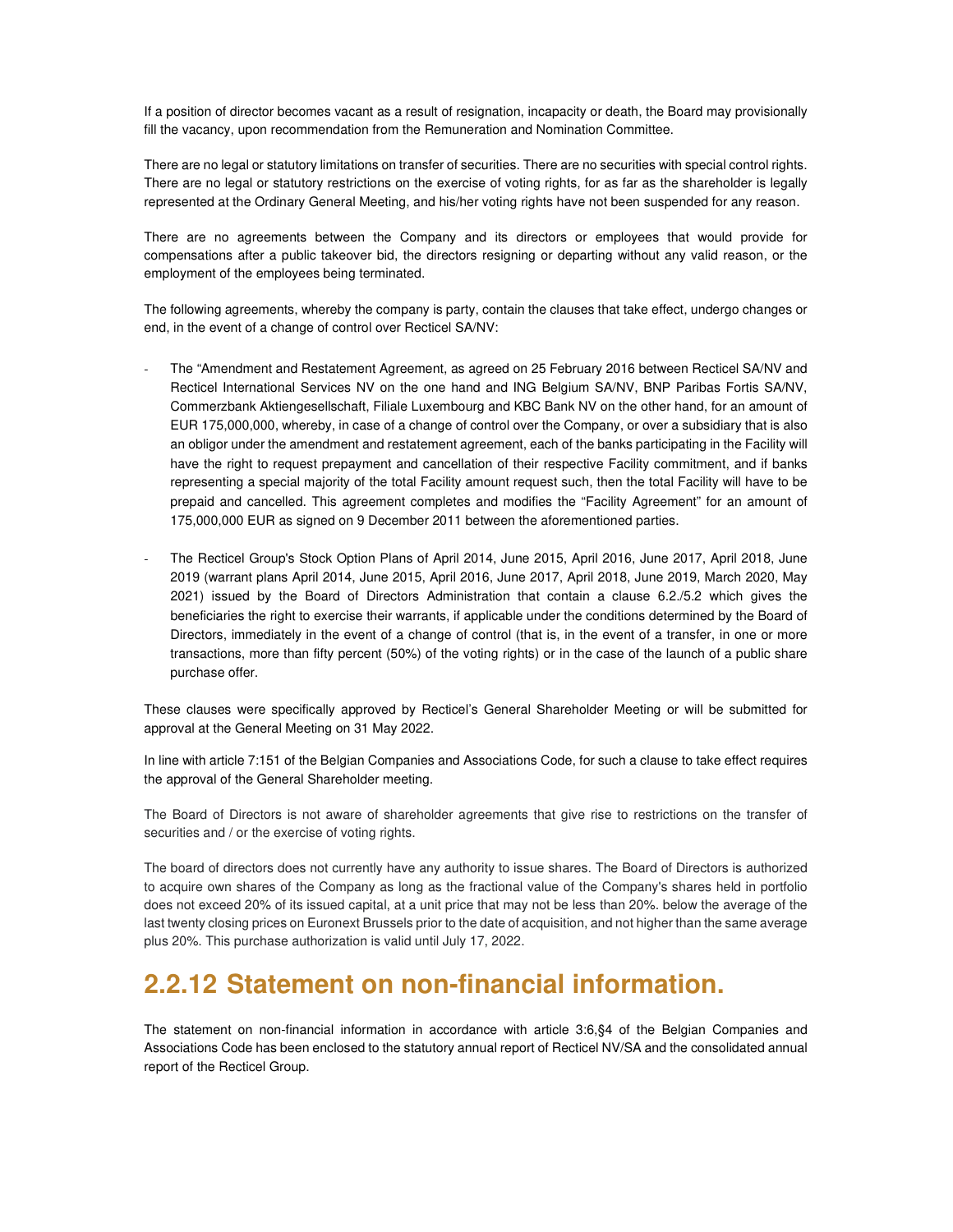If a position of director becomes vacant as a result of resignation, incapacity or death, the Board may provisionally fill the vacancy, upon recommendation from the Remuneration and Nomination Committee.

There are no legal or statutory limitations on transfer of securities. There are no securities with special control rights. There are no legal or statutory restrictions on the exercise of voting rights, for as far as the shareholder is legally represented at the Ordinary General Meeting, and his/her voting rights have not been suspended for any reason.

There are no agreements between the Company and its directors or employees that would provide for compensations after a public takeover bid, the directors resigning or departing without any valid reason, or the employment of the employees being terminated.

The following agreements, whereby the company is party, contain the clauses that take effect, undergo changes or end, in the event of a change of control over Recticel SA/NV:

- The "Amendment and Restatement Agreement, as agreed on 25 February 2016 between Recticel SA/NV and Recticel International Services NV on the one hand and ING Belgium SA/NV, BNP Paribas Fortis SA/NV, Commerzbank Aktiengesellschaft, Filiale Luxembourg and KBC Bank NV on the other hand, for an amount of EUR 175,000,000, whereby, in case of a change of control over the Company, or over a subsidiary that is also an obligor under the amendment and restatement agreement, each of the banks participating in the Facility will have the right to request prepayment and cancellation of their respective Facility commitment, and if banks representing a special majority of the total Facility amount request such, then the total Facility will have to be prepaid and cancelled. This agreement completes and modifies the "Facility Agreement" for an amount of 175,000,000 EUR as signed on 9 December 2011 between the aforementioned parties.

- The Recticel Group's Stock Option Plans of April 2014, June 2015, April 2016, June 2017, April 2018, June 2019 (warrant plans April 2014, June 2015, April 2016, June 2017, April 2018, June 2019, March 2020, May 2021) issued by the Board of Directors Administration that contain a clause 6.2./5.2 which gives the beneficiaries the right to exercise their warrants, if applicable under the conditions determined by the Board of Directors, immediately in the event of a change of control (that is, in the event of a transfer, in one or more transactions, more than fifty percent (50%) of the voting rights) or in the case of the launch of a public share purchase offer.

These clauses were specifically approved by Recticel's General Shareholder Meeting or will be submitted for approval at the General Meeting on 31 May 2022.

In line with article 7:151 of the Belgian Companies and Associations Code, for such a clause to take effect requires the approval of the General Shareholder meeting.

The Board of Directors is not aware of shareholder agreements that give rise to restrictions on the transfer of securities and / or the exercise of voting rights.

The board of directors does not currently have any authority to issue shares. The Board of Directors is authorized to acquire own shares of the Company as long as the fractional value of the Company's shares held in portfolio does not exceed 20% of its issued capital, at a unit price that may not be less than 20%. below the average of the last twenty closing prices on Euronext Brussels prior to the date of acquisition, and not higher than the same average plus 20%. This purchase authorization is valid until July 17, 2022.

# 2.2.12 Statement on non-financial information.

The statement on non-financial information in accordance with article 3:6,§4 of the Belgian Companies and Associations Code has been enclosed to the statutory annual report of Recticel NV/SA and the consolidated annual report of the Recticel Group.